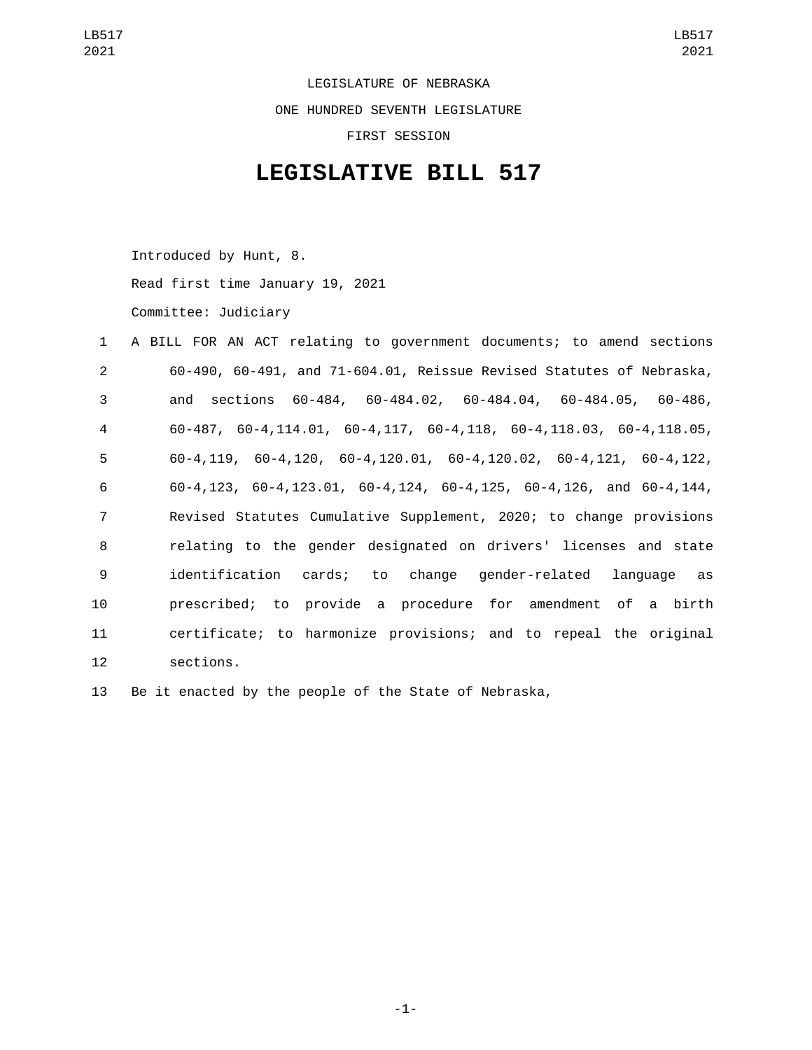LEGISLATURE OF NEBRASKA

ONE HUNDRED SEVENTH LEGISLATURE

FIRST SESSION

# LEGISLATIVE BILL 517

Introduced by Hunt, 8.

Read first time January 19, 2021

Committee: Judiciary

A BILL FOR AN ACT relating to government documents; to amend sections 60-490, 60-491, and 71-604.01, Reissue Revised Statutes of Nebraska, and sections 60-484, 60-484.02, 60-484.04, 60-484.05, 60-486, 60-487, 60-4,114.01, 60-4,117, 60-4,118, 60-4,118.03, 60-4,118.05, 60-4,119, 60-4,120, 60-4,120.01, 60-4,120.02, 60-4,121, 60-4,122, 60-4,123, 60-4,123.01, 60-4,124, 60-4,125, 60-4,126, and 60-4,144, Revised Statutes Cumulative Supplement, 2020; to change provisions relating to the gender designated on drivers' licenses and state identification cards; to change gender-related language as prescribed; to provide a procedure for amendment of a birth certificate; to harmonize provisions; and to repeal the original sections.

Be it enacted by the people of the State of Nebraska,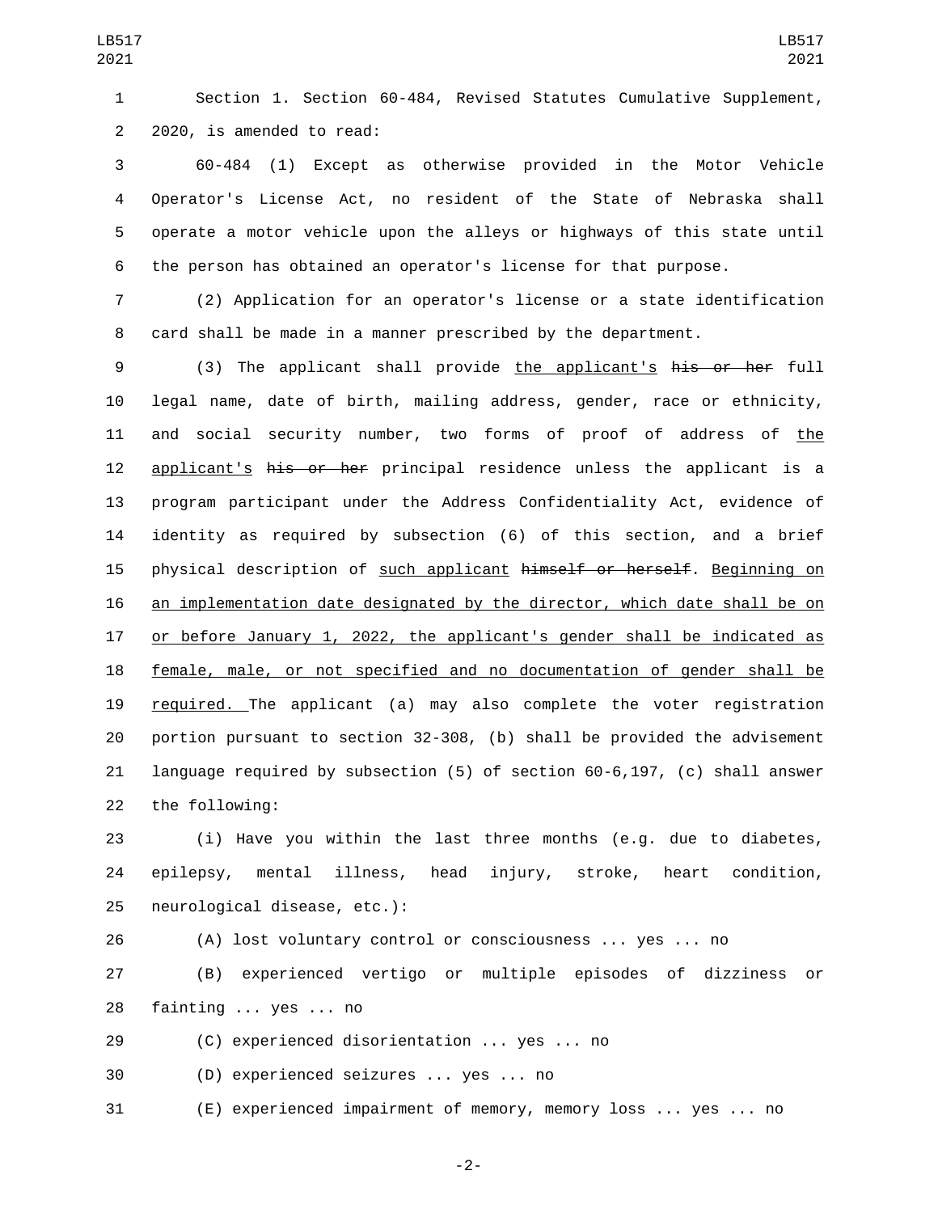Section 1. Section 60-484, Revised Statutes Cumulative Supplement, 2020, is amended to read:

60-484 (1) Except as otherwise provided in the Motor Vehicle Operator's License Act, no resident of the State of Nebraska shall operate a motor vehicle upon the alleys or highways of this state until the person has obtained an operator's license for that purpose.

(2) Application for an operator's license or a state identification card shall be made in a manner prescribed by the department.

(3) The applicant shall provide <u>the applicant's</u> ~~his or her~~ full legal name, date of birth, mailing address, gender, race or ethnicity, and social security number, two forms of proof of address of <u>the applicant's</u> ~~his or her~~ principal residence unless the applicant is a program participant under the Address Confidentiality Act, evidence of identity as required by subsection (6) of this section, and a brief physical description of <u>such applicant</u> ~~himself or herself~~. <u>Beginning on an implementation date designated by the director, which date shall be on or before January 1, 2022, the applicant's gender shall be indicated as female, male, or not specified and no documentation of gender shall be required.</u> The applicant (a) may also complete the voter registration portion pursuant to section 32-308, (b) shall be provided the advisement language required by subsection (5) of section 60-6,197, (c) shall answer the following:

(i) Have you within the last three months (e.g. due to diabetes, epilepsy, mental illness, head injury, stroke, heart condition, neurological disease, etc.):

(A) lost voluntary control or consciousness ... yes ... no

(B) experienced vertigo or multiple episodes of dizziness or fainting ... yes ... no

(C) experienced disorientation ... yes ... no

(D) experienced seizures ... yes ... no

(E) experienced impairment of memory, memory loss ... yes ... no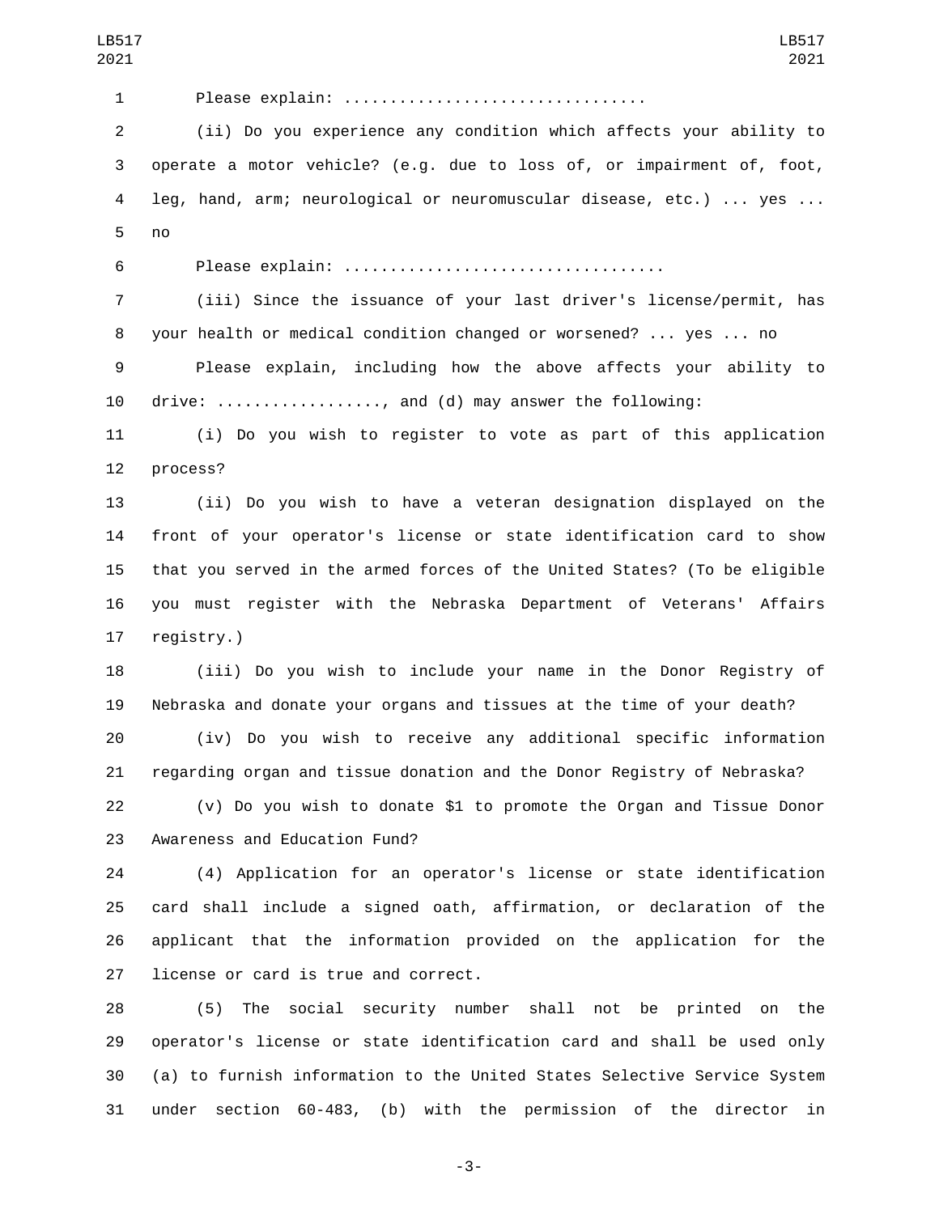Please explain: ................................

(ii) Do you experience any condition which affects your ability to operate a motor vehicle? (e.g. due to loss of, or impairment of, foot, leg, hand, arm; neurological or neuromuscular disease, etc.) ... yes ... no

Please explain: ..................................

(iii) Since the issuance of your last driver's license/permit, has your health or medical condition changed or worsened? ... yes ... no

Please explain, including how the above affects your ability to drive: .................., and (d) may answer the following:

(i) Do you wish to register to vote as part of this application process?

(ii) Do you wish to have a veteran designation displayed on the front of your operator's license or state identification card to show that you served in the armed forces of the United States? (To be eligible you must register with the Nebraska Department of Veterans' Affairs registry.)

(iii) Do you wish to include your name in the Donor Registry of Nebraska and donate your organs and tissues at the time of your death?

(iv) Do you wish to receive any additional specific information regarding organ and tissue donation and the Donor Registry of Nebraska?

(v) Do you wish to donate $1 to promote the Organ and Tissue Donor Awareness and Education Fund?

(4) Application for an operator's license or state identification card shall include a signed oath, affirmation, or declaration of the applicant that the information provided on the application for the license or card is true and correct.

(5) The social security number shall not be printed on the operator's license or state identification card and shall be used only (a) to furnish information to the United States Selective Service System under section 60-483, (b) with the permission of the director in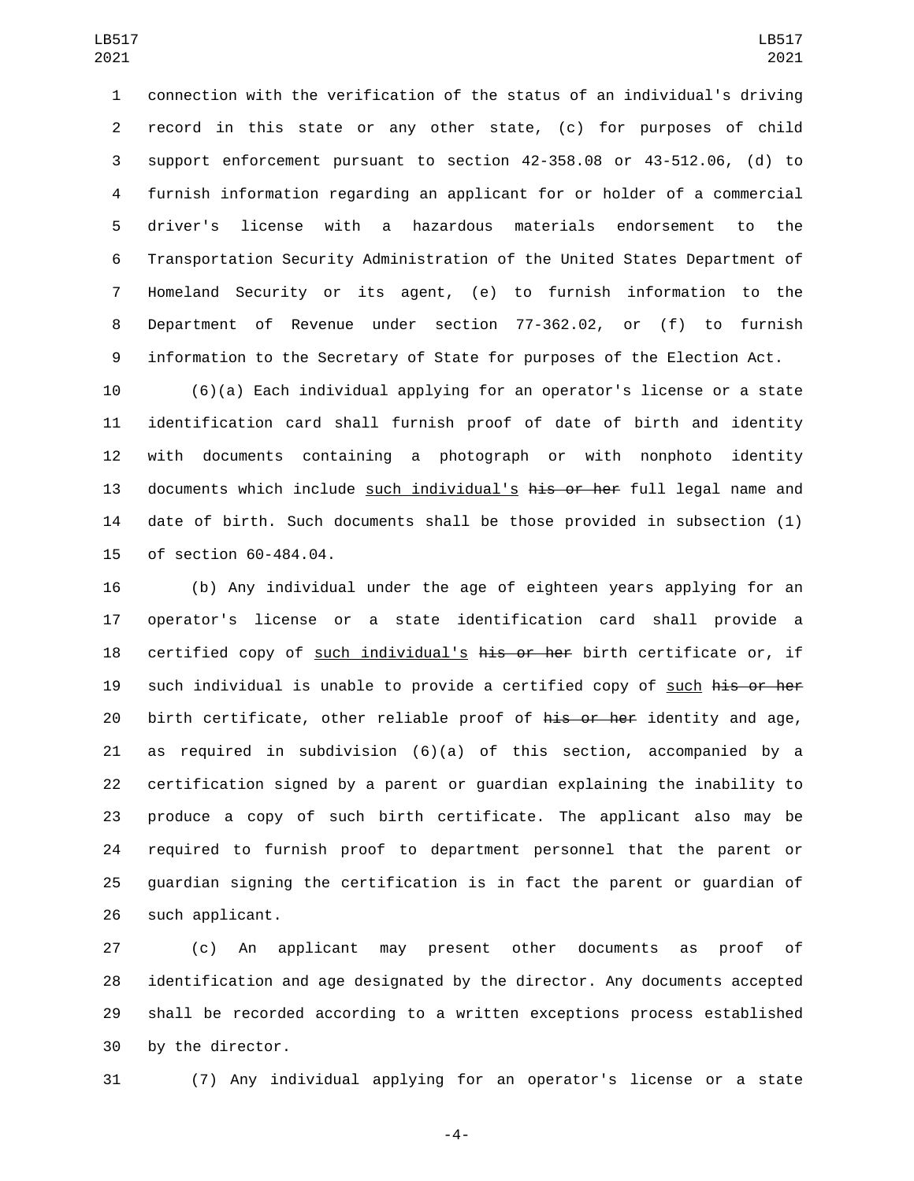connection with the verification of the status of an individual's driving record in this state or any other state, (c) for purposes of child support enforcement pursuant to section 42-358.08 or 43-512.06, (d) to furnish information regarding an applicant for or holder of a commercial driver's license with a hazardous materials endorsement to the Transportation Security Administration of the United States Department of Homeland Security or its agent, (e) to furnish information to the Department of Revenue under section 77-362.02, or (f) to furnish information to the Secretary of State for purposes of the Election Act.

(6)(a) Each individual applying for an operator's license or a state identification card shall furnish proof of date of birth and identity with documents containing a photograph or with nonphoto identity documents which include <u>such individual's</u> ~~his or her~~ full legal name and date of birth. Such documents shall be those provided in subsection (1) of section 60-484.04.

(b) Any individual under the age of eighteen years applying for an operator's license or a state identification card shall provide a certified copy of <u>such individual's</u> ~~his or her~~ birth certificate or, if such individual is unable to provide a certified copy of <u>such</u> ~~his or her~~ birth certificate, other reliable proof of ~~his or her~~ identity and age, as required in subdivision (6)(a) of this section, accompanied by a certification signed by a parent or guardian explaining the inability to produce a copy of such birth certificate. The applicant also may be required to furnish proof to department personnel that the parent or guardian signing the certification is in fact the parent or guardian of such applicant.

(c) An applicant may present other documents as proof of identification and age designated by the director. Any documents accepted shall be recorded according to a written exceptions process established by the director.

(7) Any individual applying for an operator's license or a state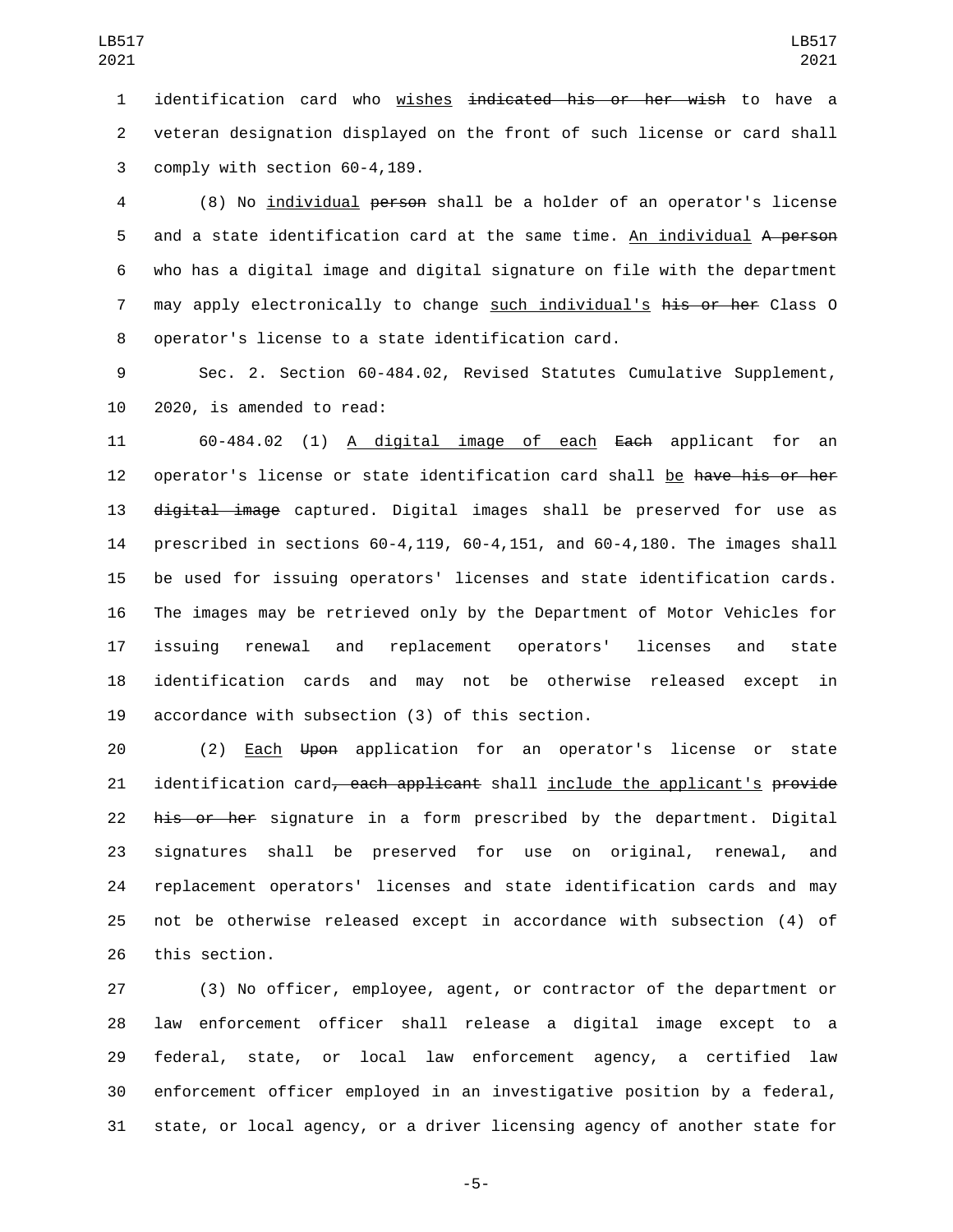identification card who wishes ~~indicated his or her wish~~ to have a veteran designation displayed on the front of such license or card shall comply with section 60-4,189.

(8) No individual ~~person~~ shall be a holder of an operator's license and a state identification card at the same time. An individual ~~A person~~ who has a digital image and digital signature on file with the department may apply electronically to change such individual's ~~his or her~~ Class O operator's license to a state identification card.

Sec. 2. Section 60-484.02, Revised Statutes Cumulative Supplement, 2020, is amended to read:

60-484.02 (1) A digital image of each ~~Each~~ applicant for an operator's license or state identification card shall be ~~have his or her digital image~~ captured. Digital images shall be preserved for use as prescribed in sections 60-4,119, 60-4,151, and 60-4,180. The images shall be used for issuing operators' licenses and state identification cards. The images may be retrieved only by the Department of Motor Vehicles for issuing renewal and replacement operators' licenses and state identification cards and may not be otherwise released except in accordance with subsection (3) of this section.

(2) Each ~~Upon~~ application for an operator's license or state identification card~~, each applicant~~ shall include the applicant's ~~provide his or her~~ signature in a form prescribed by the department. Digital signatures shall be preserved for use on original, renewal, and replacement operators' licenses and state identification cards and may not be otherwise released except in accordance with subsection (4) of this section.

(3) No officer, employee, agent, or contractor of the department or law enforcement officer shall release a digital image except to a federal, state, or local law enforcement agency, a certified law enforcement officer employed in an investigative position by a federal, state, or local agency, or a driver licensing agency of another state for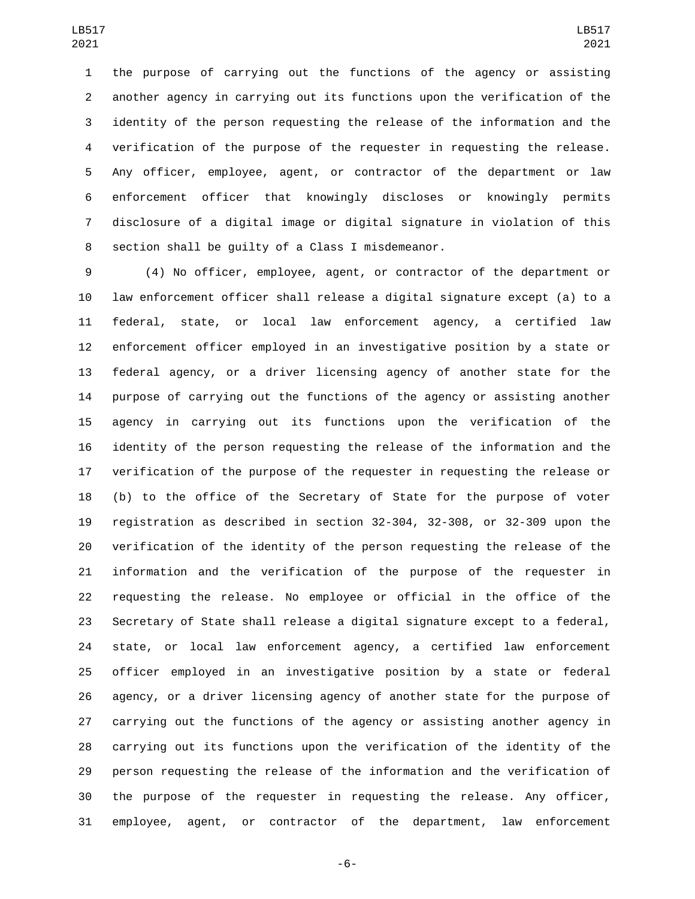the purpose of carrying out the functions of the agency or assisting another agency in carrying out its functions upon the verification of the identity of the person requesting the release of the information and the verification of the purpose of the requester in requesting the release. Any officer, employee, agent, or contractor of the department or law enforcement officer that knowingly discloses or knowingly permits disclosure of a digital image or digital signature in violation of this section shall be guilty of a Class I misdemeanor.

(4) No officer, employee, agent, or contractor of the department or law enforcement officer shall release a digital signature except (a) to a federal, state, or local law enforcement agency, a certified law enforcement officer employed in an investigative position by a state or federal agency, or a driver licensing agency of another state for the purpose of carrying out the functions of the agency or assisting another agency in carrying out its functions upon the verification of the identity of the person requesting the release of the information and the verification of the purpose of the requester in requesting the release or (b) to the office of the Secretary of State for the purpose of voter registration as described in section 32-304, 32-308, or 32-309 upon the verification of the identity of the person requesting the release of the information and the verification of the purpose of the requester in requesting the release. No employee or official in the office of the Secretary of State shall release a digital signature except to a federal, state, or local law enforcement agency, a certified law enforcement officer employed in an investigative position by a state or federal agency, or a driver licensing agency of another state for the purpose of carrying out the functions of the agency or assisting another agency in carrying out its functions upon the verification of the identity of the person requesting the release of the information and the verification of the purpose of the requester in requesting the release. Any officer, employee, agent, or contractor of the department, law enforcement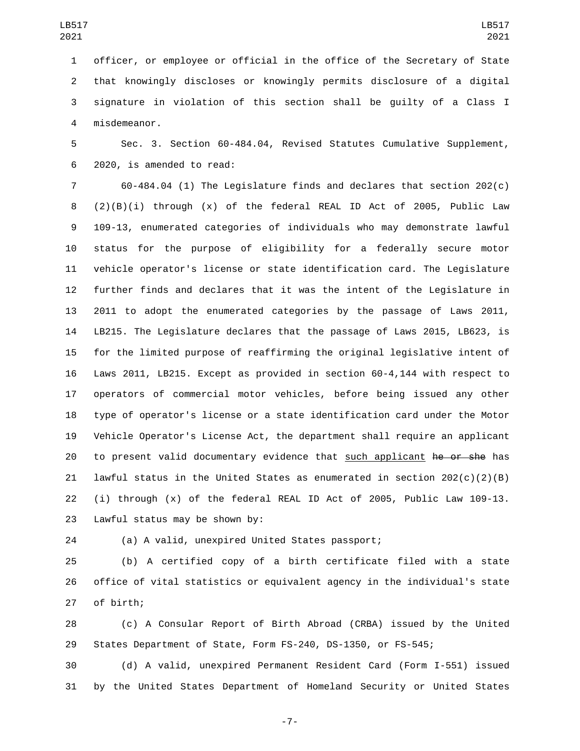officer, or employee or official in the office of the Secretary of State that knowingly discloses or knowingly permits disclosure of a digital signature in violation of this section shall be guilty of a Class I misdemeanor.

Sec. 3. Section 60-484.04, Revised Statutes Cumulative Supplement, 2020, is amended to read:

60-484.04 (1) The Legislature finds and declares that section 202(c)(2)(B)(i) through (x) of the federal REAL ID Act of 2005, Public Law 109-13, enumerated categories of individuals who may demonstrate lawful status for the purpose of eligibility for a federally secure motor vehicle operator's license or state identification card. The Legislature further finds and declares that it was the intent of the Legislature in 2011 to adopt the enumerated categories by the passage of Laws 2011, LB215. The Legislature declares that the passage of Laws 2015, LB623, is for the limited purpose of reaffirming the original legislative intent of Laws 2011, LB215. Except as provided in section 60-4,144 with respect to operators of commercial motor vehicles, before being issued any other type of operator's license or a state identification card under the Motor Vehicle Operator's License Act, the department shall require an applicant to present valid documentary evidence that such applicant ~~he or she~~ has lawful status in the United States as enumerated in section 202(c)(2)(B)(i) through (x) of the federal REAL ID Act of 2005, Public Law 109-13. Lawful status may be shown by:

(a) A valid, unexpired United States passport;

(b) A certified copy of a birth certificate filed with a state office of vital statistics or equivalent agency in the individual's state of birth;

(c) A Consular Report of Birth Abroad (CRBA) issued by the United States Department of State, Form FS-240, DS-1350, or FS-545;

(d) A valid, unexpired Permanent Resident Card (Form I-551) issued by the United States Department of Homeland Security or United States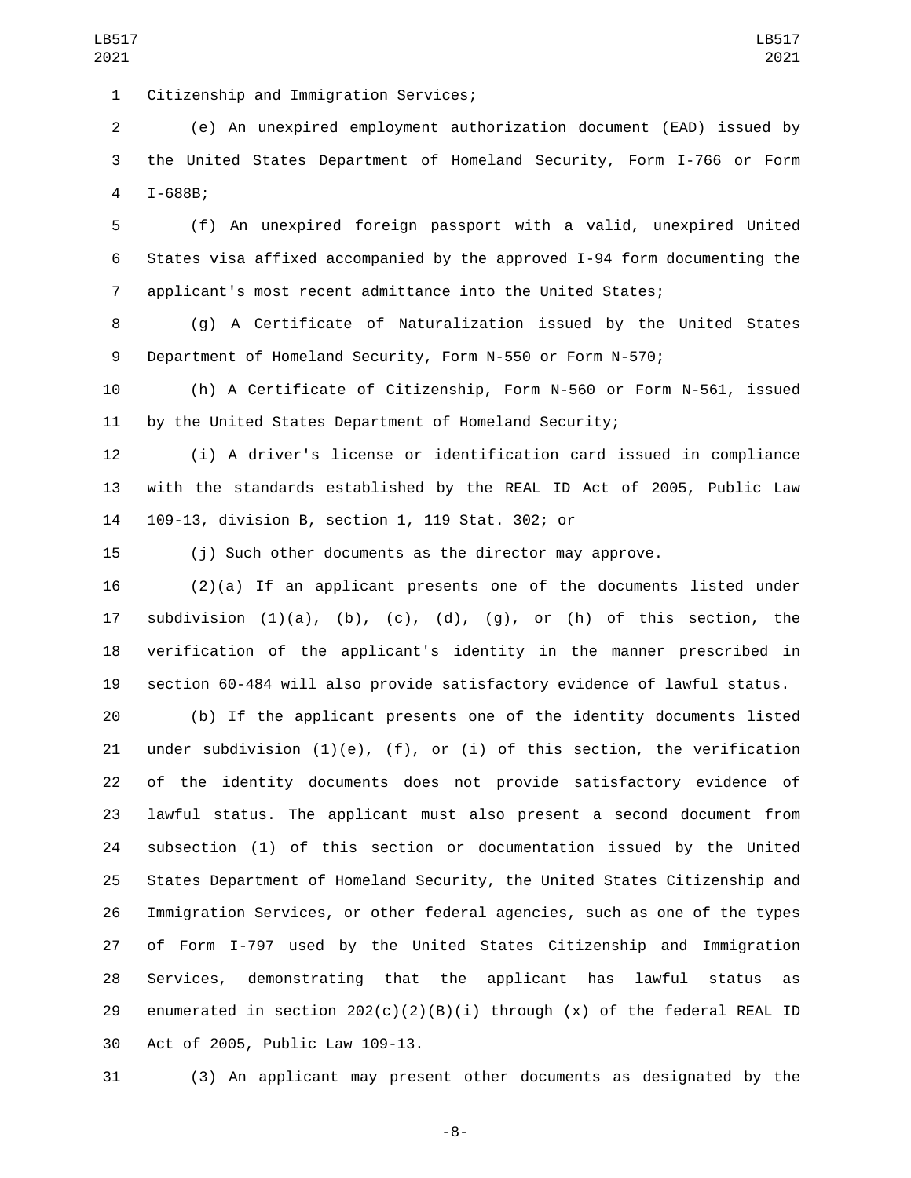Citizenship and Immigration Services;

(e) An unexpired employment authorization document (EAD) issued by the United States Department of Homeland Security, Form I-766 or Form I-688B;

(f) An unexpired foreign passport with a valid, unexpired United States visa affixed accompanied by the approved I-94 form documenting the applicant's most recent admittance into the United States;

(g) A Certificate of Naturalization issued by the United States Department of Homeland Security, Form N-550 or Form N-570;

(h) A Certificate of Citizenship, Form N-560 or Form N-561, issued by the United States Department of Homeland Security;

(i) A driver's license or identification card issued in compliance with the standards established by the REAL ID Act of 2005, Public Law 109-13, division B, section 1, 119 Stat. 302; or

(j) Such other documents as the director may approve.

(2)(a) If an applicant presents one of the documents listed under subdivision (1)(a), (b), (c), (d), (g), or (h) of this section, the verification of the applicant's identity in the manner prescribed in section 60-484 will also provide satisfactory evidence of lawful status.

(b) If the applicant presents one of the identity documents listed under subdivision (1)(e), (f), or (i) of this section, the verification of the identity documents does not provide satisfactory evidence of lawful status. The applicant must also present a second document from subsection (1) of this section or documentation issued by the United States Department of Homeland Security, the United States Citizenship and Immigration Services, or other federal agencies, such as one of the types of Form I-797 used by the United States Citizenship and Immigration Services, demonstrating that the applicant has lawful status as enumerated in section 202(c)(2)(B)(i) through (x) of the federal REAL ID Act of 2005, Public Law 109-13.

(3) An applicant may present other documents as designated by the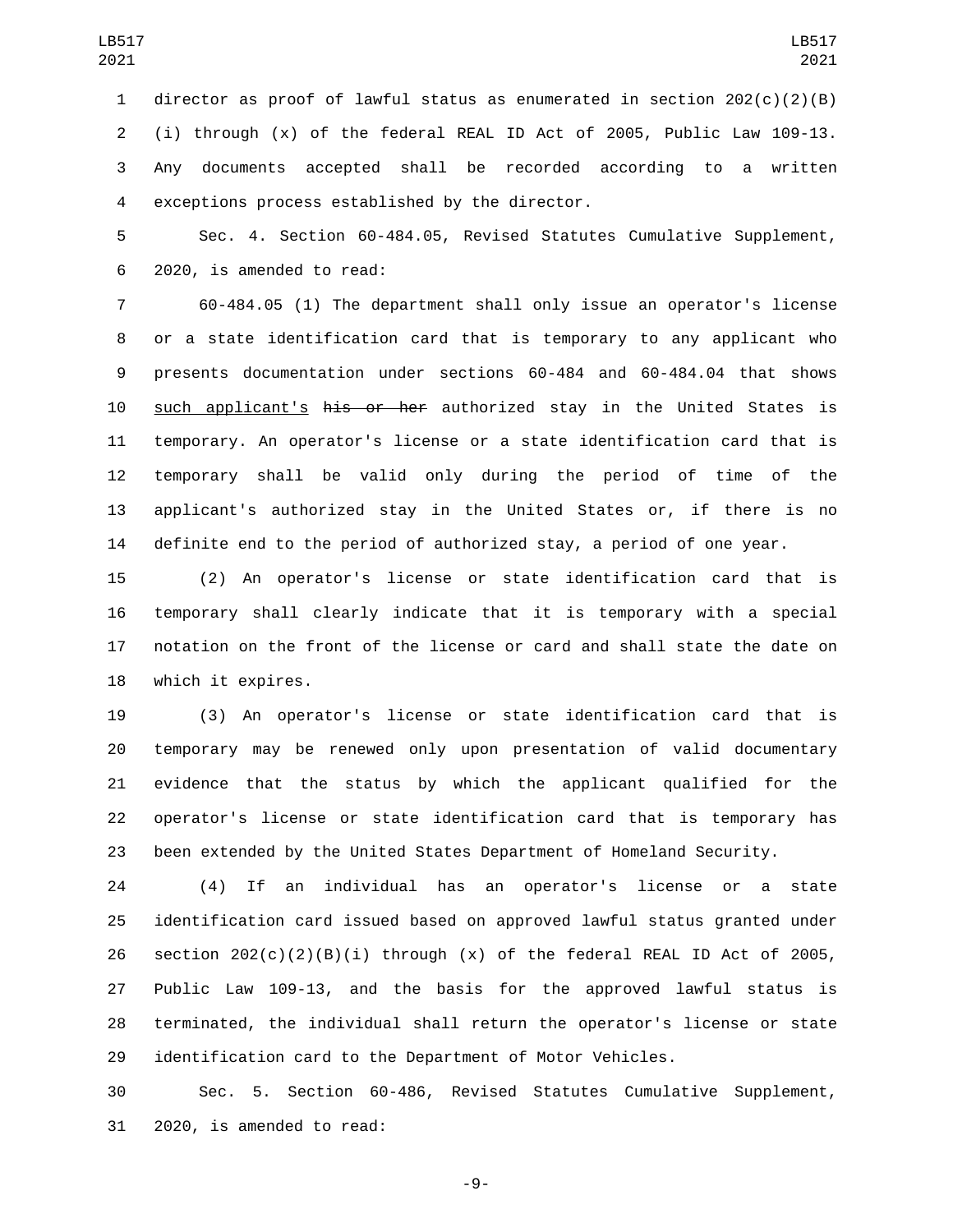director as proof of lawful status as enumerated in section 202(c)(2)(B) (i) through (x) of the federal REAL ID Act of 2005, Public Law 109-13. Any documents accepted shall be recorded according to a written exceptions process established by the director.

Sec. 4. Section 60-484.05, Revised Statutes Cumulative Supplement, 2020, is amended to read:

60-484.05 (1) The department shall only issue an operator's license or a state identification card that is temporary to any applicant who presents documentation under sections 60-484 and 60-484.04 that shows <u>such applicant's</u> ~~his or her~~ authorized stay in the United States is temporary. An operator's license or a state identification card that is temporary shall be valid only during the period of time of the applicant's authorized stay in the United States or, if there is no definite end to the period of authorized stay, a period of one year.

(2) An operator's license or state identification card that is temporary shall clearly indicate that it is temporary with a special notation on the front of the license or card and shall state the date on which it expires.

(3) An operator's license or state identification card that is temporary may be renewed only upon presentation of valid documentary evidence that the status by which the applicant qualified for the operator's license or state identification card that is temporary has been extended by the United States Department of Homeland Security.

(4) If an individual has an operator's license or a state identification card issued based on approved lawful status granted under section 202(c)(2)(B)(i) through (x) of the federal REAL ID Act of 2005, Public Law 109-13, and the basis for the approved lawful status is terminated, the individual shall return the operator's license or state identification card to the Department of Motor Vehicles.

Sec. 5. Section 60-486, Revised Statutes Cumulative Supplement, 2020, is amended to read: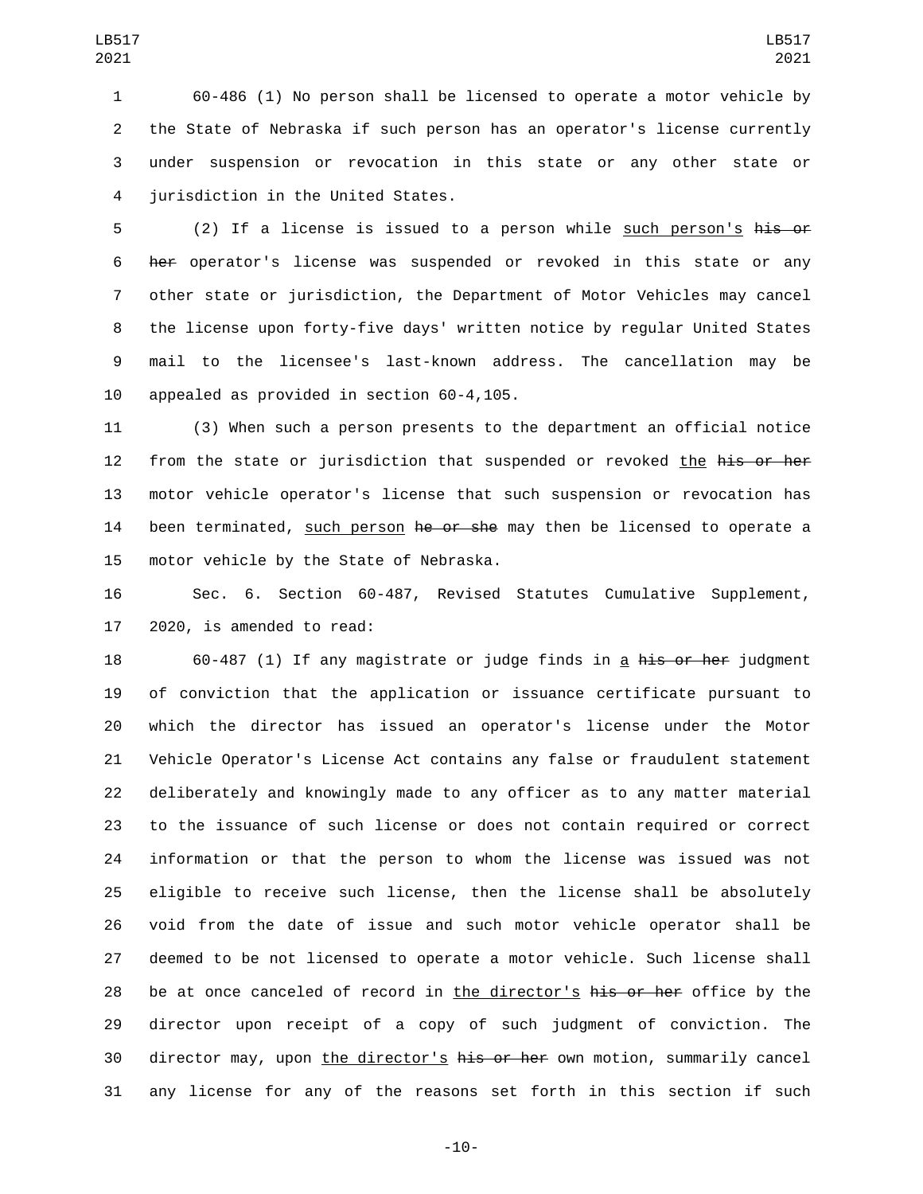60-486 (1) No person shall be licensed to operate a motor vehicle by the State of Nebraska if such person has an operator's license currently under suspension or revocation in this state or any other state or jurisdiction in the United States.

(2) If a license is issued to a person while such person's ~~his or her~~ operator's license was suspended or revoked in this state or any other state or jurisdiction, the Department of Motor Vehicles may cancel the license upon forty-five days' written notice by regular United States mail to the licensee's last-known address. The cancellation may be appealed as provided in section 60-4,105.

(3) When such a person presents to the department an official notice from the state or jurisdiction that suspended or revoked the ~~his or her~~ motor vehicle operator's license that such suspension or revocation has been terminated, such person ~~he or she~~ may then be licensed to operate a motor vehicle by the State of Nebraska.

Sec. 6. Section 60-487, Revised Statutes Cumulative Supplement, 2020, is amended to read:

60-487 (1) If any magistrate or judge finds in a ~~his or her~~ judgment of conviction that the application or issuance certificate pursuant to which the director has issued an operator's license under the Motor Vehicle Operator's License Act contains any false or fraudulent statement deliberately and knowingly made to any officer as to any matter material to the issuance of such license or does not contain required or correct information or that the person to whom the license was issued was not eligible to receive such license, then the license shall be absolutely void from the date of issue and such motor vehicle operator shall be deemed to be not licensed to operate a motor vehicle. Such license shall be at once canceled of record in the director's ~~his or her~~ office by the director upon receipt of a copy of such judgment of conviction. The director may, upon the director's ~~his or her~~ own motion, summarily cancel any license for any of the reasons set forth in this section if such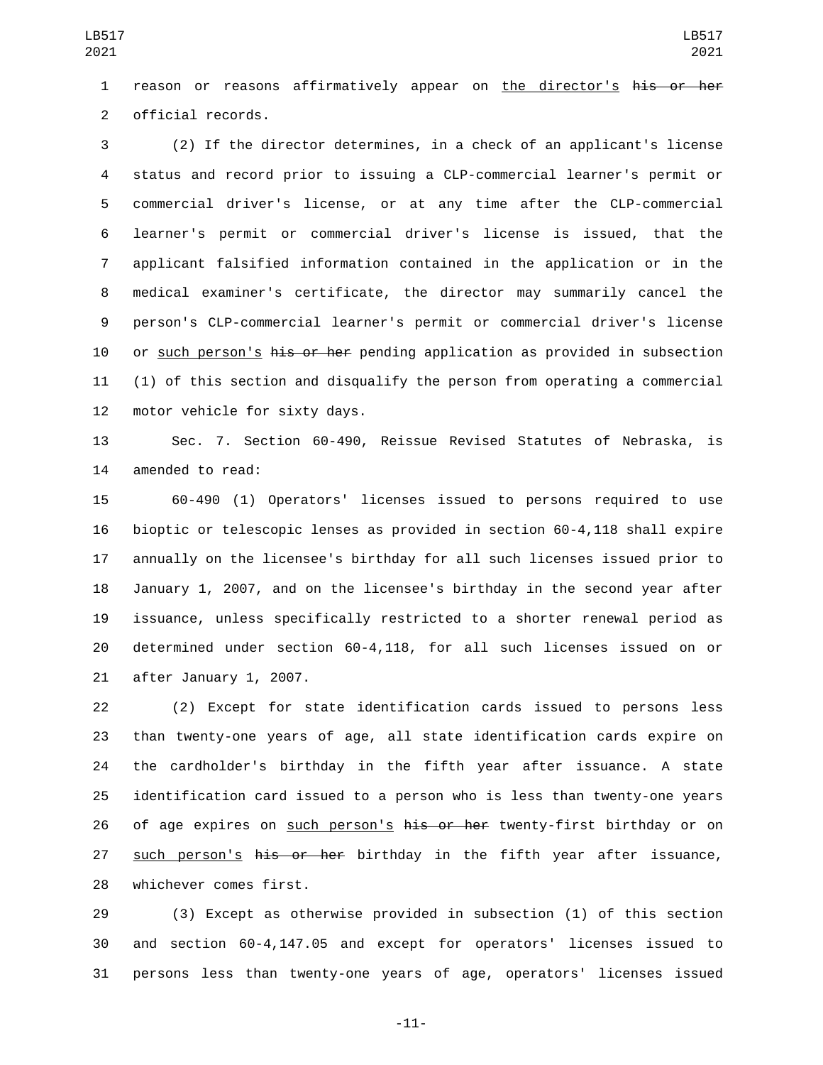reason or reasons affirmatively appear on the director's ~~his or her~~ official records.

(2) If the director determines, in a check of an applicant's license status and record prior to issuing a CLP-commercial learner's permit or commercial driver's license, or at any time after the CLP-commercial learner's permit or commercial driver's license is issued, that the applicant falsified information contained in the application or in the medical examiner's certificate, the director may summarily cancel the person's CLP-commercial learner's permit or commercial driver's license or such person's ~~his or her~~ pending application as provided in subsection (1) of this section and disqualify the person from operating a commercial motor vehicle for sixty days.

Sec. 7. Section 60-490, Reissue Revised Statutes of Nebraska, is amended to read:

60-490 (1) Operators' licenses issued to persons required to use bioptic or telescopic lenses as provided in section 60-4,118 shall expire annually on the licensee's birthday for all such licenses issued prior to January 1, 2007, and on the licensee's birthday in the second year after issuance, unless specifically restricted to a shorter renewal period as determined under section 60-4,118, for all such licenses issued on or after January 1, 2007.

(2) Except for state identification cards issued to persons less than twenty-one years of age, all state identification cards expire on the cardholder's birthday in the fifth year after issuance. A state identification card issued to a person who is less than twenty-one years of age expires on such person's ~~his or her~~ twenty-first birthday or on such person's ~~his or her~~ birthday in the fifth year after issuance, whichever comes first.

(3) Except as otherwise provided in subsection (1) of this section and section 60-4,147.05 and except for operators' licenses issued to persons less than twenty-one years of age, operators' licenses issued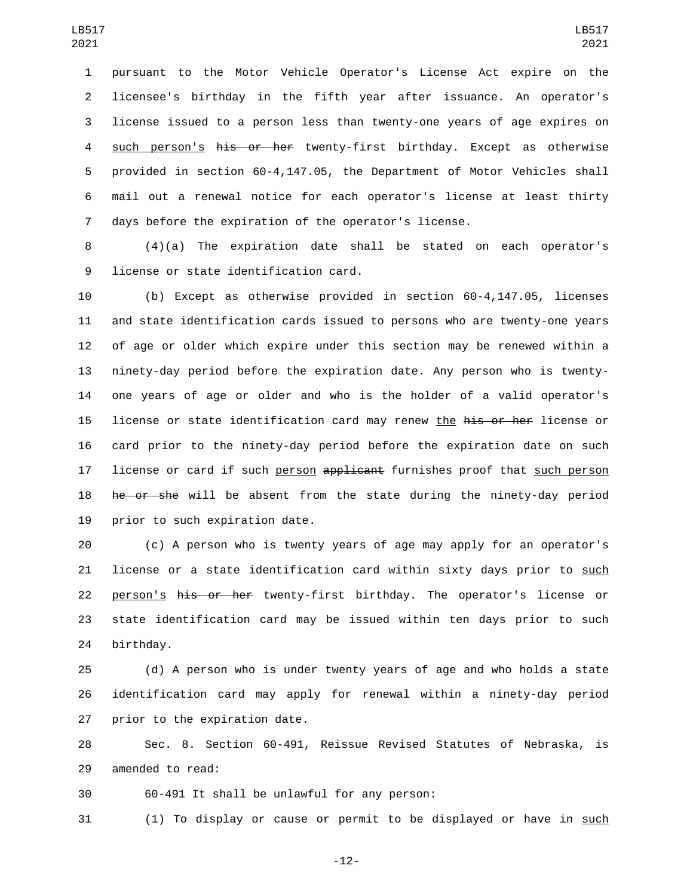pursuant to the Motor Vehicle Operator's License Act expire on the licensee's birthday in the fifth year after issuance. An operator's license issued to a person less than twenty-one years of age expires on such person's ~~his or her~~ twenty-first birthday. Except as otherwise provided in section 60-4,147.05, the Department of Motor Vehicles shall mail out a renewal notice for each operator's license at least thirty days before the expiration of the operator's license.

(4)(a) The expiration date shall be stated on each operator's license or state identification card.

(b) Except as otherwise provided in section 60-4,147.05, licenses and state identification cards issued to persons who are twenty-one years of age or older which expire under this section may be renewed within a ninety-day period before the expiration date. Any person who is twenty-one years of age or older and who is the holder of a valid operator's license or state identification card may renew the ~~his or her~~ license or card prior to the ninety-day period before the expiration date on such license or card if such person ~~applicant~~ furnishes proof that such person ~~he or she~~ will be absent from the state during the ninety-day period prior to such expiration date.

(c) A person who is twenty years of age may apply for an operator's license or a state identification card within sixty days prior to such person's ~~his or her~~ twenty-first birthday. The operator's license or state identification card may be issued within ten days prior to such birthday.

(d) A person who is under twenty years of age and who holds a state identification card may apply for renewal within a ninety-day period prior to the expiration date.

Sec. 8. Section 60-491, Reissue Revised Statutes of Nebraska, is amended to read:

60-491 It shall be unlawful for any person:

(1) To display or cause or permit to be displayed or have in such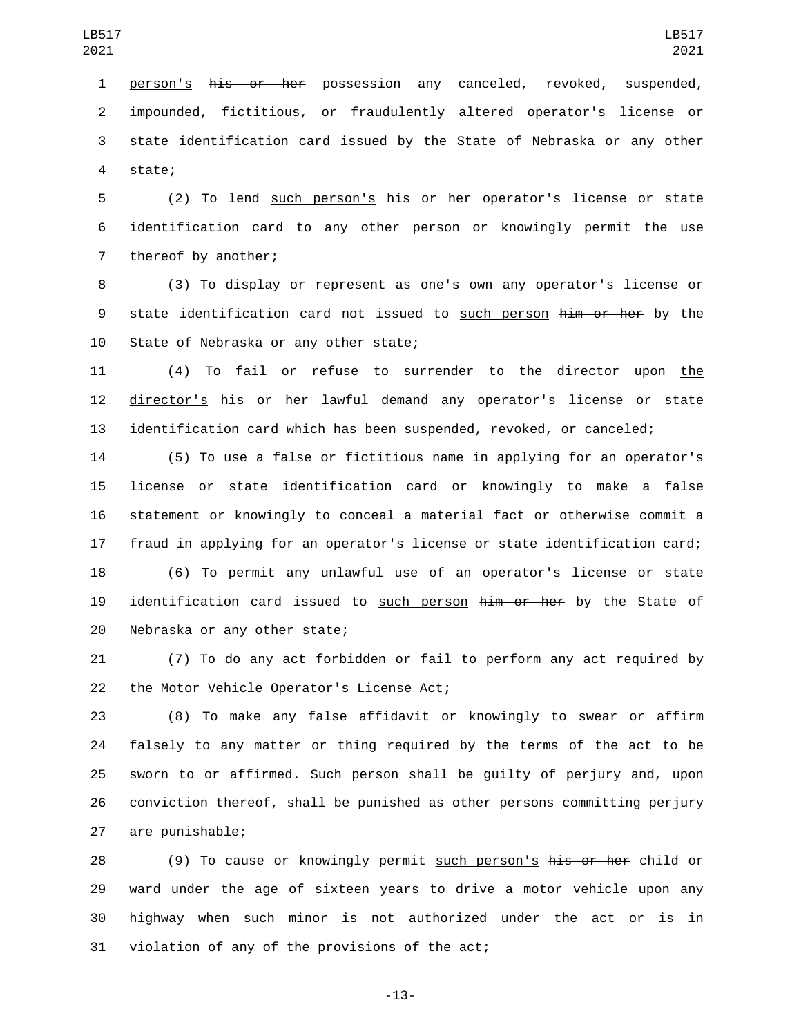person's ~~his or her~~ possession any canceled, revoked, suspended, impounded, fictitious, or fraudulently altered operator's license or state identification card issued by the State of Nebraska or any other state;

(2) To lend <u>such person's</u> ~~his or her~~ operator's license or state identification card to any <u>other</u> person or knowingly permit the use thereof by another;

(3) To display or represent as one's own any operator's license or state identification card not issued to <u>such person</u> ~~him or her~~ by the State of Nebraska or any other state;

(4) To fail or refuse to surrender to the director upon <u>the director's</u> ~~his or her~~ lawful demand any operator's license or state identification card which has been suspended, revoked, or canceled;

(5) To use a false or fictitious name in applying for an operator's license or state identification card or knowingly to make a false statement or knowingly to conceal a material fact or otherwise commit a fraud in applying for an operator's license or state identification card;

(6) To permit any unlawful use of an operator's license or state identification card issued to <u>such person</u> ~~him or her~~ by the State of Nebraska or any other state;

(7) To do any act forbidden or fail to perform any act required by the Motor Vehicle Operator's License Act;

(8) To make any false affidavit or knowingly to swear or affirm falsely to any matter or thing required by the terms of the act to be sworn to or affirmed. Such person shall be guilty of perjury and, upon conviction thereof, shall be punished as other persons committing perjury are punishable;

(9) To cause or knowingly permit <u>such person's</u> ~~his or her~~ child or ward under the age of sixteen years to drive a motor vehicle upon any highway when such minor is not authorized under the act or is in violation of any of the provisions of the act;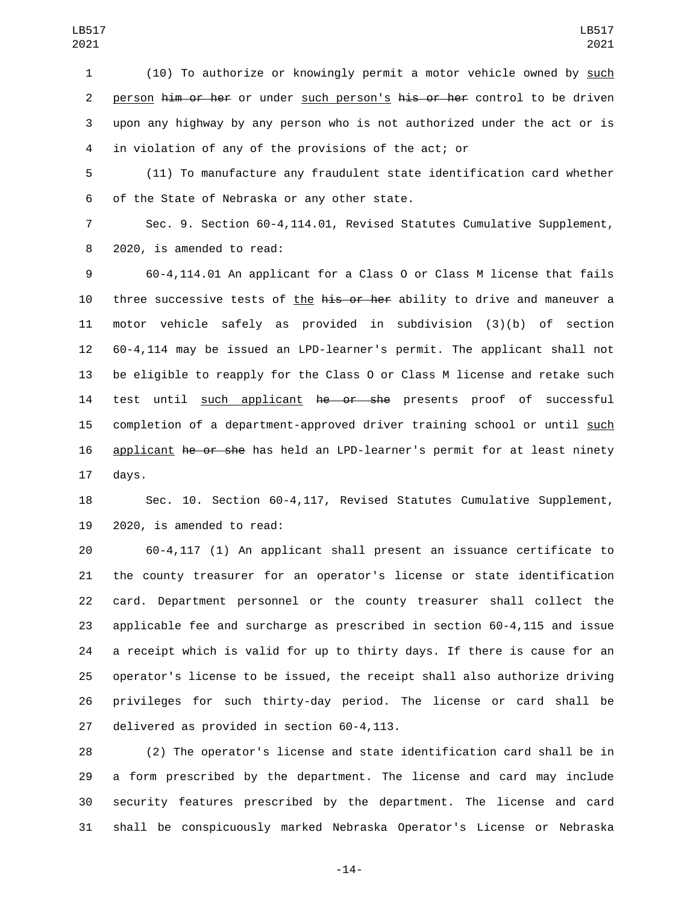(10) To authorize or knowingly permit a motor vehicle owned by such person ~~him or her~~ or under such person's ~~his or her~~ control to be driven upon any highway by any person who is not authorized under the act or is in violation of any of the provisions of the act; or

(11) To manufacture any fraudulent state identification card whether of the State of Nebraska or any other state.

Sec. 9. Section 60-4,114.01, Revised Statutes Cumulative Supplement, 2020, is amended to read:

60-4,114.01 An applicant for a Class O or Class M license that fails three successive tests of the ~~his or her~~ ability to drive and maneuver a motor vehicle safely as provided in subdivision (3)(b) of section 60-4,114 may be issued an LPD-learner's permit. The applicant shall not be eligible to reapply for the Class O or Class M license and retake such test until such applicant ~~he or she~~ presents proof of successful completion of a department-approved driver training school or until such applicant ~~he or she~~ has held an LPD-learner's permit for at least ninety days.

Sec. 10. Section 60-4,117, Revised Statutes Cumulative Supplement, 2020, is amended to read:

60-4,117 (1) An applicant shall present an issuance certificate to the county treasurer for an operator's license or state identification card. Department personnel or the county treasurer shall collect the applicable fee and surcharge as prescribed in section 60-4,115 and issue a receipt which is valid for up to thirty days. If there is cause for an operator's license to be issued, the receipt shall also authorize driving privileges for such thirty-day period. The license or card shall be delivered as provided in section 60-4,113.

(2) The operator's license and state identification card shall be in a form prescribed by the department. The license and card may include security features prescribed by the department. The license and card shall be conspicuously marked Nebraska Operator's License or Nebraska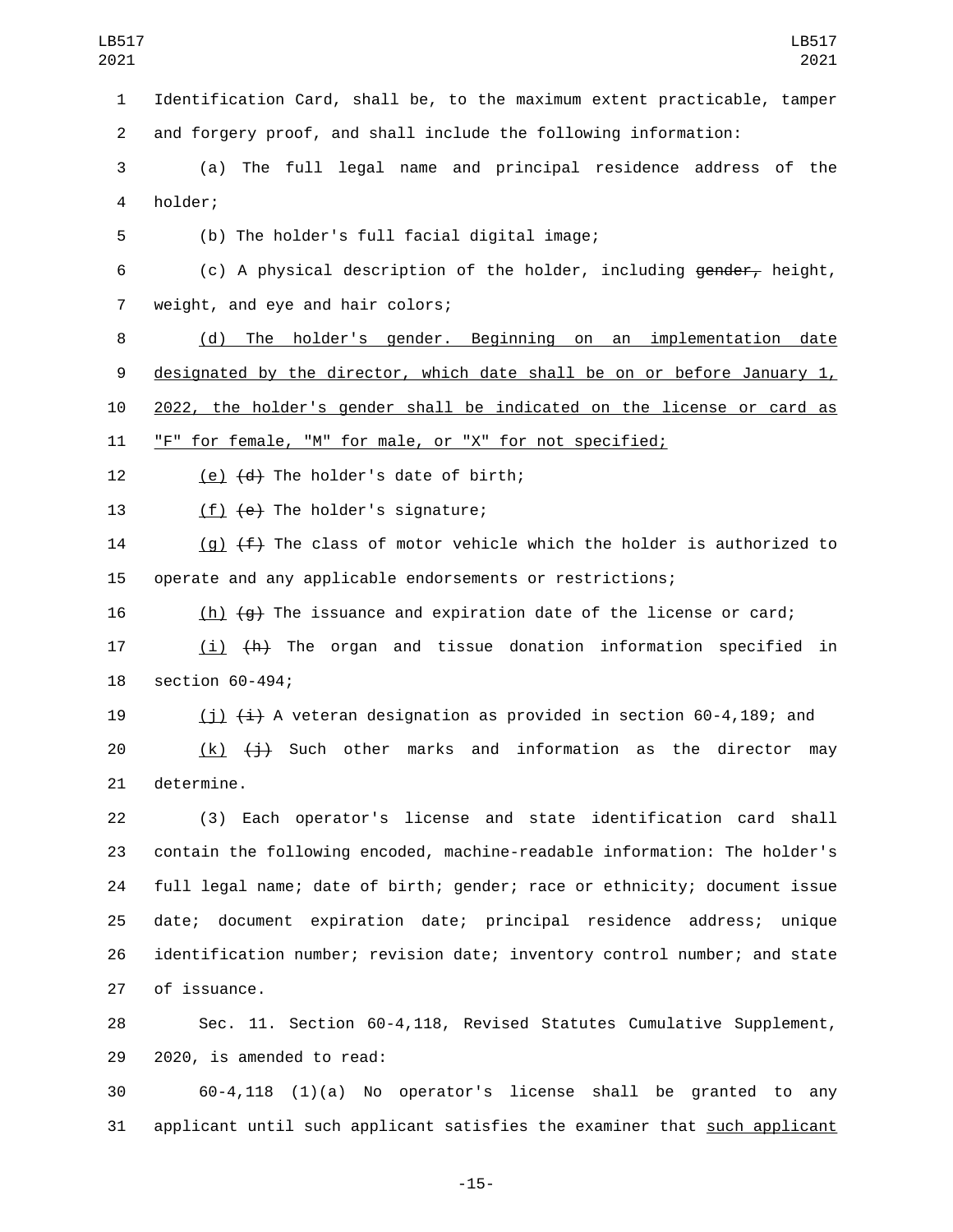Identification Card, shall be, to the maximum extent practicable, tamper and forgery proof, and shall include the following information:

(a) The full legal name and principal residence address of the holder;

(b) The holder's full facial digital image;

(c) A physical description of the holder, including ~~gender,~~ height, weight, and eye and hair colors;

<u>(d) The holder's gender. Beginning on an implementation date designated by the director, which date shall be on or before January 1, 2022, the holder's gender shall be indicated on the license or card as "F" for female, "M" for male, or "X" for not specified;</u>

<u>(e)</u> ~~(d)~~ The holder's date of birth;

<u>(f)</u> ~~(e)~~ The holder's signature;

<u>(g)</u> ~~(f)~~ The class of motor vehicle which the holder is authorized to operate and any applicable endorsements or restrictions;

<u>(h)</u> ~~(g)~~ The issuance and expiration date of the license or card;

<u>(i)</u> ~~(h)~~ The organ and tissue donation information specified in section 60-494;

<u>(j)</u> ~~(i)~~ A veteran designation as provided in section 60-4,189; and

<u>(k)</u> ~~(j)~~ Such other marks and information as the director may determine.

(3) Each operator's license and state identification card shall contain the following encoded, machine-readable information: The holder's full legal name; date of birth; gender; race or ethnicity; document issue date; document expiration date; principal residence address; unique identification number; revision date; inventory control number; and state of issuance.

Sec. 11. Section 60-4,118, Revised Statutes Cumulative Supplement, 2020, is amended to read:

60-4,118 (1)(a) No operator's license shall be granted to any applicant until such applicant satisfies the examiner that <u>such applicant</u>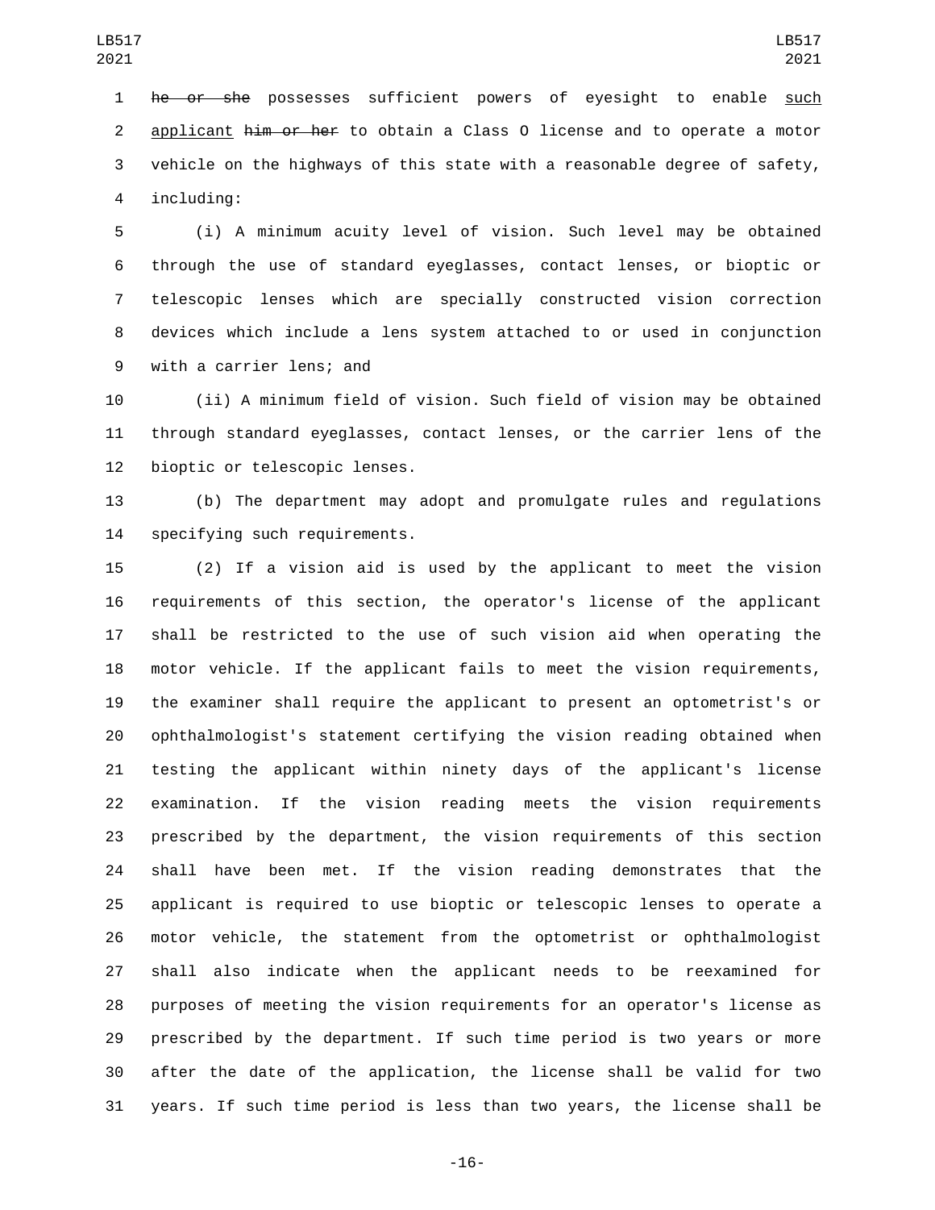~~he or she~~ possesses sufficient powers of eyesight to enable <u>such applicant</u> ~~him or her~~ to obtain a Class O license and to operate a motor vehicle on the highways of this state with a reasonable degree of safety, including:

(i) A minimum acuity level of vision. Such level may be obtained through the use of standard eyeglasses, contact lenses, or bioptic or telescopic lenses which are specially constructed vision correction devices which include a lens system attached to or used in conjunction with a carrier lens; and

(ii) A minimum field of vision. Such field of vision may be obtained through standard eyeglasses, contact lenses, or the carrier lens of the bioptic or telescopic lenses.

(b) The department may adopt and promulgate rules and regulations specifying such requirements.

(2) If a vision aid is used by the applicant to meet the vision requirements of this section, the operator's license of the applicant shall be restricted to the use of such vision aid when operating the motor vehicle. If the applicant fails to meet the vision requirements, the examiner shall require the applicant to present an optometrist's or ophthalmologist's statement certifying the vision reading obtained when testing the applicant within ninety days of the applicant's license examination. If the vision reading meets the vision requirements prescribed by the department, the vision requirements of this section shall have been met. If the vision reading demonstrates that the applicant is required to use bioptic or telescopic lenses to operate a motor vehicle, the statement from the optometrist or ophthalmologist shall also indicate when the applicant needs to be reexamined for purposes of meeting the vision requirements for an operator's license as prescribed by the department. If such time period is two years or more after the date of the application, the license shall be valid for two years. If such time period is less than two years, the license shall be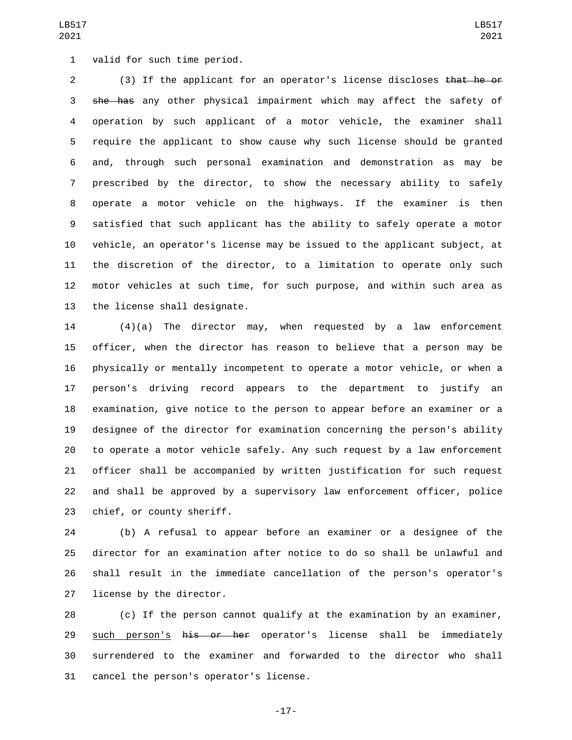valid for such time period.

(3) If the applicant for an operator's license discloses ~~that he or she has~~ any other physical impairment which may affect the safety of operation by such applicant of a motor vehicle, the examiner shall require the applicant to show cause why such license should be granted and, through such personal examination and demonstration as may be prescribed by the director, to show the necessary ability to safely operate a motor vehicle on the highways. If the examiner is then satisfied that such applicant has the ability to safely operate a motor vehicle, an operator's license may be issued to the applicant subject, at the discretion of the director, to a limitation to operate only such motor vehicles at such time, for such purpose, and within such area as the license shall designate.

(4)(a) The director may, when requested by a law enforcement officer, when the director has reason to believe that a person may be physically or mentally incompetent to operate a motor vehicle, or when a person's driving record appears to the department to justify an examination, give notice to the person to appear before an examiner or a designee of the director for examination concerning the person's ability to operate a motor vehicle safely. Any such request by a law enforcement officer shall be accompanied by written justification for such request and shall be approved by a supervisory law enforcement officer, police chief, or county sheriff.

(b) A refusal to appear before an examiner or a designee of the director for an examination after notice to do so shall be unlawful and shall result in the immediate cancellation of the person's operator's license by the director.

(c) If the person cannot qualify at the examination by an examiner, <u>such person's</u> ~~his or her~~ operator's license shall be immediately surrendered to the examiner and forwarded to the director who shall cancel the person's operator's license.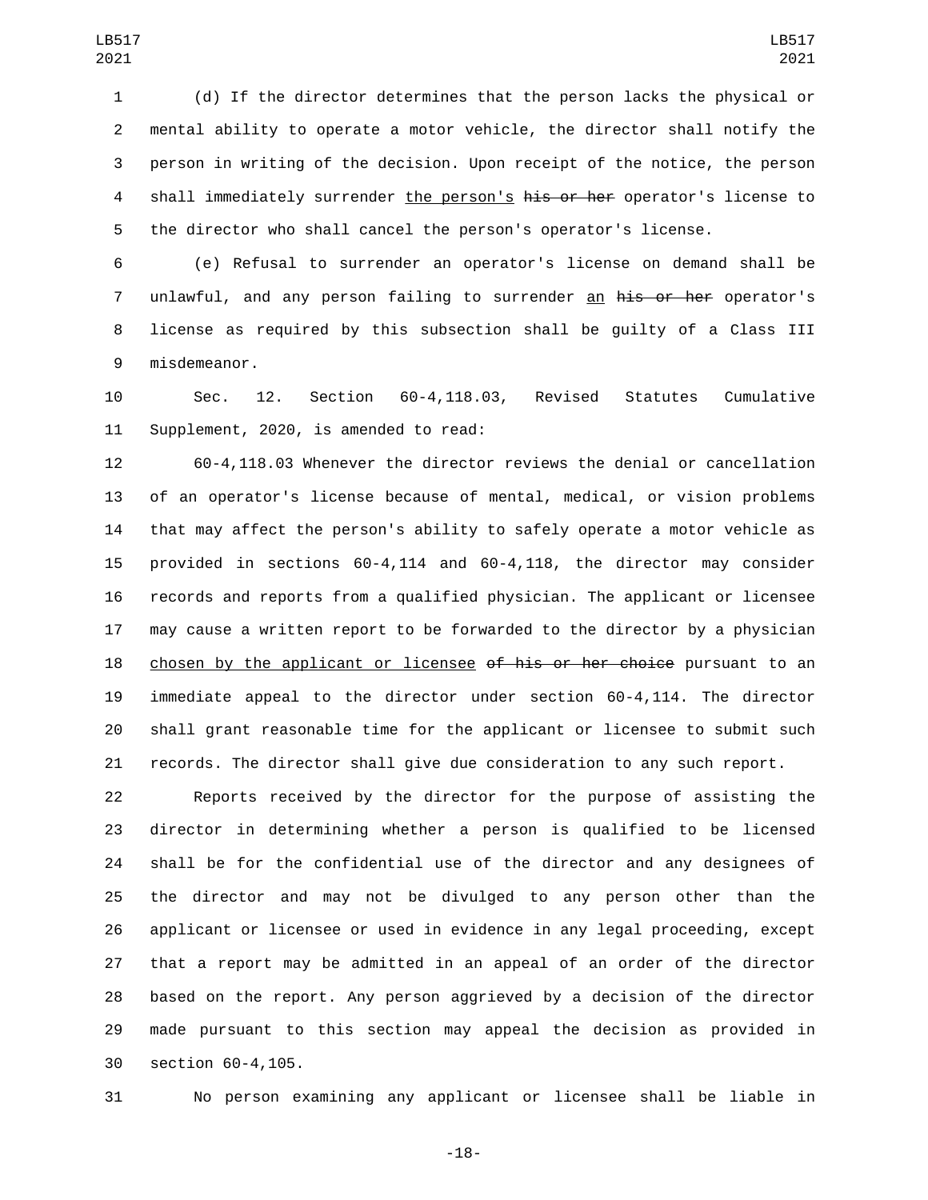(d) If the director determines that the person lacks the physical or mental ability to operate a motor vehicle, the director shall notify the person in writing of the decision. Upon receipt of the notice, the person shall immediately surrender the person's ~~his or her~~ operator's license to the director who shall cancel the person's operator's license.

(e) Refusal to surrender an operator's license on demand shall be unlawful, and any person failing to surrender an ~~his or her~~ operator's license as required by this subsection shall be guilty of a Class III misdemeanor.

Sec. 12. Section 60-4,118.03, Revised Statutes Cumulative Supplement, 2020, is amended to read:

60-4,118.03 Whenever the director reviews the denial or cancellation of an operator's license because of mental, medical, or vision problems that may affect the person's ability to safely operate a motor vehicle as provided in sections 60-4,114 and 60-4,118, the director may consider records and reports from a qualified physician. The applicant or licensee may cause a written report to be forwarded to the director by a physician chosen by the applicant or licensee ~~of his or her choice~~ pursuant to an immediate appeal to the director under section 60-4,114. The director shall grant reasonable time for the applicant or licensee to submit such records. The director shall give due consideration to any such report.

Reports received by the director for the purpose of assisting the director in determining whether a person is qualified to be licensed shall be for the confidential use of the director and any designees of the director and may not be divulged to any person other than the applicant or licensee or used in evidence in any legal proceeding, except that a report may be admitted in an appeal of an order of the director based on the report. Any person aggrieved by a decision of the director made pursuant to this section may appeal the decision as provided in section 60-4,105.

No person examining any applicant or licensee shall be liable in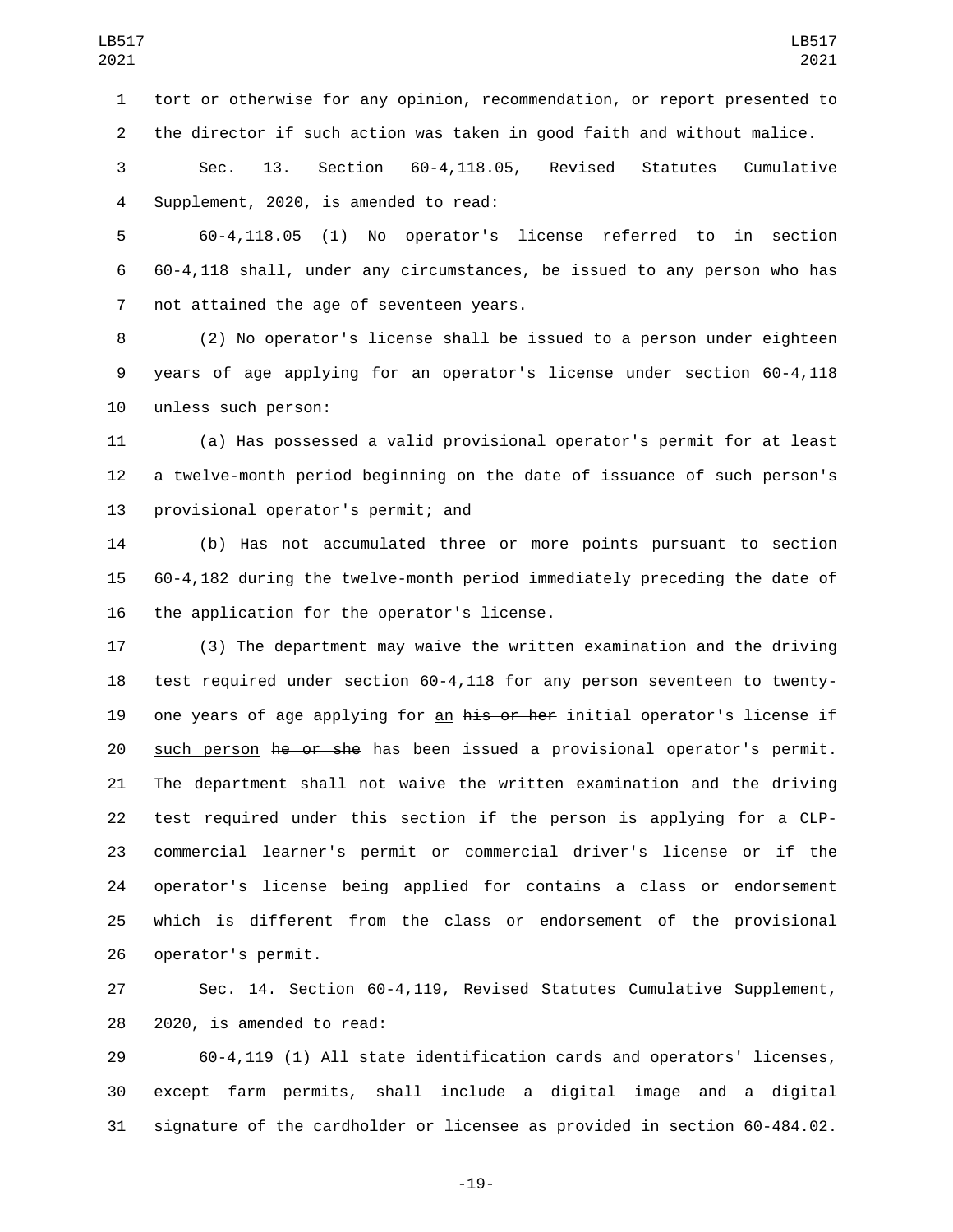tort or otherwise for any opinion, recommendation, or report presented to the director if such action was taken in good faith and without malice.

Sec. 13. Section 60-4,118.05, Revised Statutes Cumulative Supplement, 2020, is amended to read:

60-4,118.05 (1) No operator's license referred to in section 60-4,118 shall, under any circumstances, be issued to any person who has not attained the age of seventeen years.

(2) No operator's license shall be issued to a person under eighteen years of age applying for an operator's license under section 60-4,118 unless such person:

(a) Has possessed a valid provisional operator's permit for at least a twelve-month period beginning on the date of issuance of such person's provisional operator's permit; and

(b) Has not accumulated three or more points pursuant to section 60-4,182 during the twelve-month period immediately preceding the date of the application for the operator's license.

(3) The department may waive the written examination and the driving test required under section 60-4,118 for any person seventeen to twenty-one years of age applying for <u>an</u> ~~his or her~~ initial operator's license if <u>such person</u> ~~he or she~~ has been issued a provisional operator's permit. The department shall not waive the written examination and the driving test required under this section if the person is applying for a CLP-commercial learner's permit or commercial driver's license or if the operator's license being applied for contains a class or endorsement which is different from the class or endorsement of the provisional operator's permit.

Sec. 14. Section 60-4,119, Revised Statutes Cumulative Supplement, 2020, is amended to read:

60-4,119 (1) All state identification cards and operators' licenses, except farm permits, shall include a digital image and a digital signature of the cardholder or licensee as provided in section 60-484.02.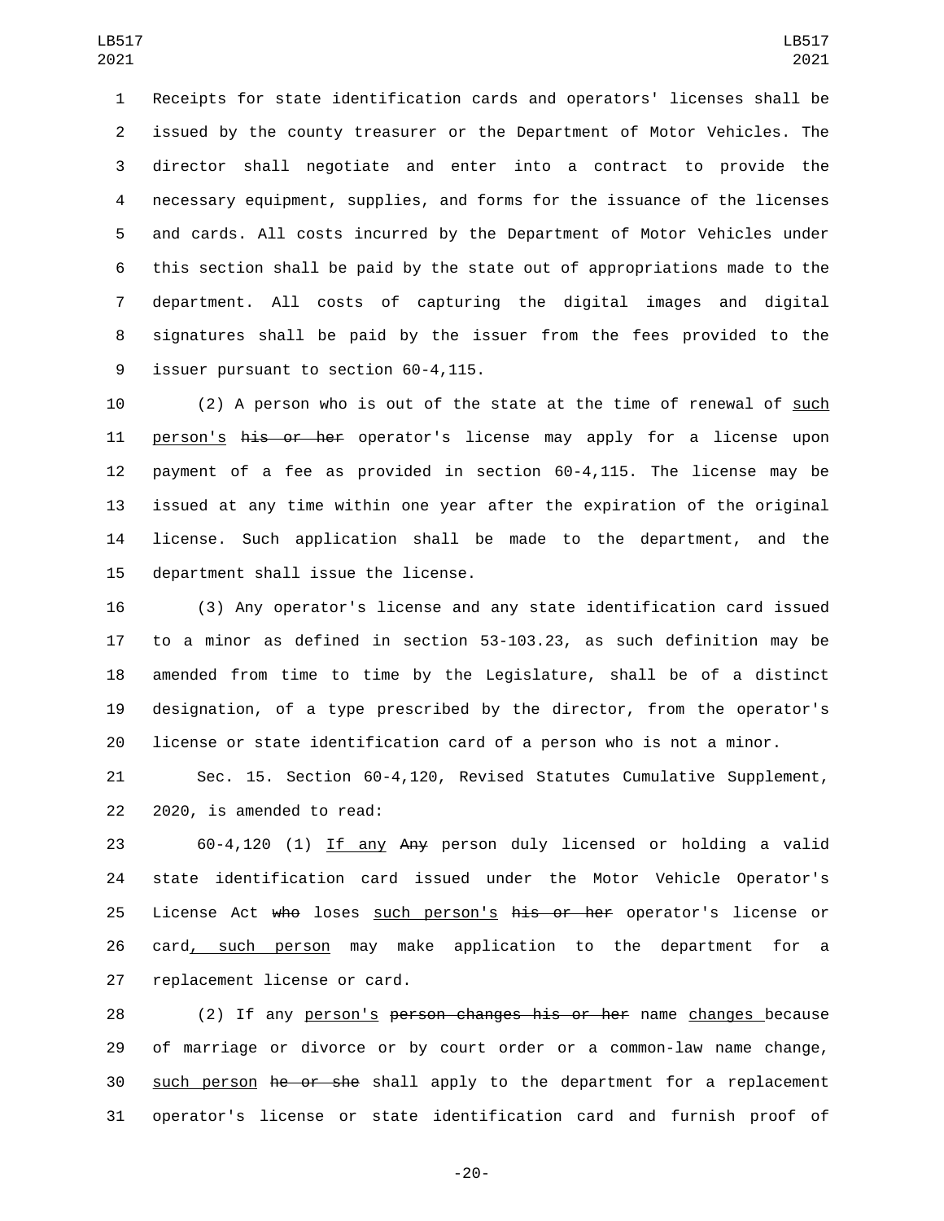Receipts for state identification cards and operators' licenses shall be issued by the county treasurer or the Department of Motor Vehicles. The director shall negotiate and enter into a contract to provide the necessary equipment, supplies, and forms for the issuance of the licenses and cards. All costs incurred by the Department of Motor Vehicles under this section shall be paid by the state out of appropriations made to the department. All costs of capturing the digital images and digital signatures shall be paid by the issuer from the fees provided to the issuer pursuant to section 60-4,115.

(2) A person who is out of the state at the time of renewal of such person's ~~his or her~~ operator's license may apply for a license upon payment of a fee as provided in section 60-4,115. The license may be issued at any time within one year after the expiration of the original license. Such application shall be made to the department, and the department shall issue the license.

(3) Any operator's license and any state identification card issued to a minor as defined in section 53-103.23, as such definition may be amended from time to time by the Legislature, shall be of a distinct designation, of a type prescribed by the director, from the operator's license or state identification card of a person who is not a minor.

Sec. 15. Section 60-4,120, Revised Statutes Cumulative Supplement, 2020, is amended to read:

60-4,120 (1) If any ~~Any~~ person duly licensed or holding a valid state identification card issued under the Motor Vehicle Operator's License Act ~~who~~ loses such person's ~~his or her~~ operator's license or card, such person may make application to the department for a replacement license or card.

(2) If any person's ~~person changes his or her~~ name changes because of marriage or divorce or by court order or a common-law name change, such person ~~he or she~~ shall apply to the department for a replacement operator's license or state identification card and furnish proof of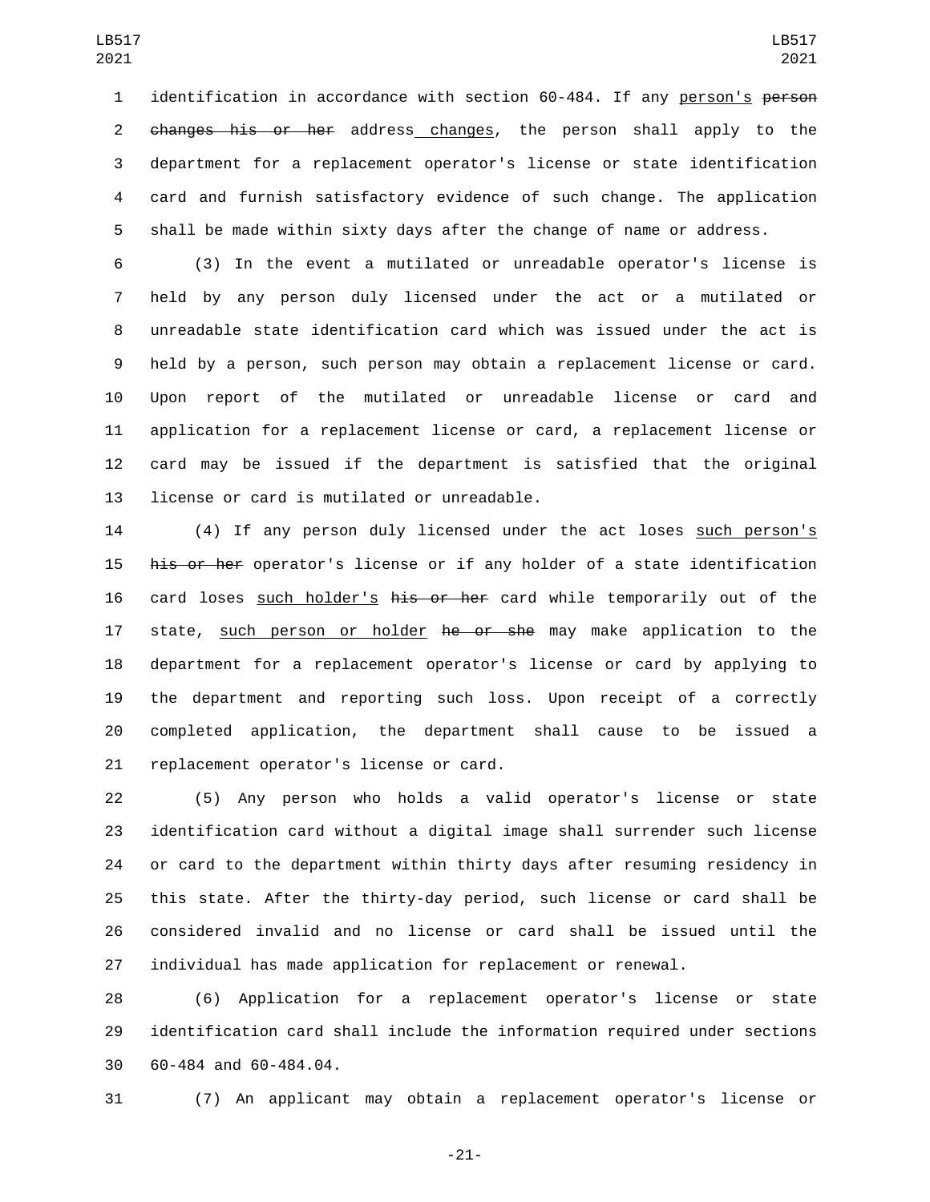identification in accordance with section 60-484. If any person's ~~person changes his or her~~ address changes, the person shall apply to the department for a replacement operator's license or state identification card and furnish satisfactory evidence of such change. The application shall be made within sixty days after the change of name or address.

(3) In the event a mutilated or unreadable operator's license is held by any person duly licensed under the act or a mutilated or unreadable state identification card which was issued under the act is held by a person, such person may obtain a replacement license or card. Upon report of the mutilated or unreadable license or card and application for a replacement license or card, a replacement license or card may be issued if the department is satisfied that the original license or card is mutilated or unreadable.

(4) If any person duly licensed under the act loses such person's ~~his or her~~ operator's license or if any holder of a state identification card loses such holder's ~~his or her~~ card while temporarily out of the state, such person or holder ~~he or she~~ may make application to the department for a replacement operator's license or card by applying to the department and reporting such loss. Upon receipt of a correctly completed application, the department shall cause to be issued a replacement operator's license or card.

(5) Any person who holds a valid operator's license or state identification card without a digital image shall surrender such license or card to the department within thirty days after resuming residency in this state. After the thirty-day period, such license or card shall be considered invalid and no license or card shall be issued until the individual has made application for replacement or renewal.

(6) Application for a replacement operator's license or state identification card shall include the information required under sections 60-484 and 60-484.04.

(7) An applicant may obtain a replacement operator's license or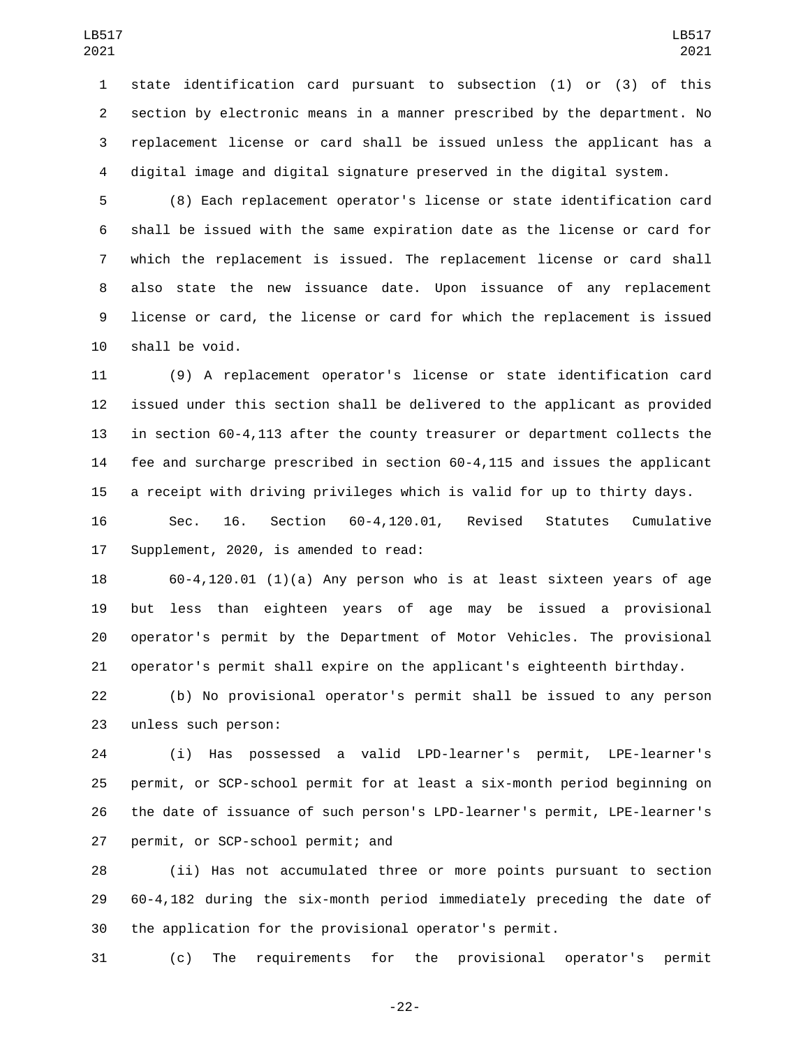state identification card pursuant to subsection (1) or (3) of this section by electronic means in a manner prescribed by the department. No replacement license or card shall be issued unless the applicant has a digital image and digital signature preserved in the digital system.

(8) Each replacement operator's license or state identification card shall be issued with the same expiration date as the license or card for which the replacement is issued. The replacement license or card shall also state the new issuance date. Upon issuance of any replacement license or card, the license or card for which the replacement is issued shall be void.

(9) A replacement operator's license or state identification card issued under this section shall be delivered to the applicant as provided in section 60-4,113 after the county treasurer or department collects the fee and surcharge prescribed in section 60-4,115 and issues the applicant a receipt with driving privileges which is valid for up to thirty days.

Sec. 16. Section 60-4,120.01, Revised Statutes Cumulative Supplement, 2020, is amended to read:

60-4,120.01 (1)(a) Any person who is at least sixteen years of age but less than eighteen years of age may be issued a provisional operator's permit by the Department of Motor Vehicles. The provisional operator's permit shall expire on the applicant's eighteenth birthday.

(b) No provisional operator's permit shall be issued to any person unless such person:

(i) Has possessed a valid LPD-learner's permit, LPE-learner's permit, or SCP-school permit for at least a six-month period beginning on the date of issuance of such person's LPD-learner's permit, LPE-learner's permit, or SCP-school permit; and

(ii) Has not accumulated three or more points pursuant to section 60-4,182 during the six-month period immediately preceding the date of the application for the provisional operator's permit.

(c) The requirements for the provisional operator's permit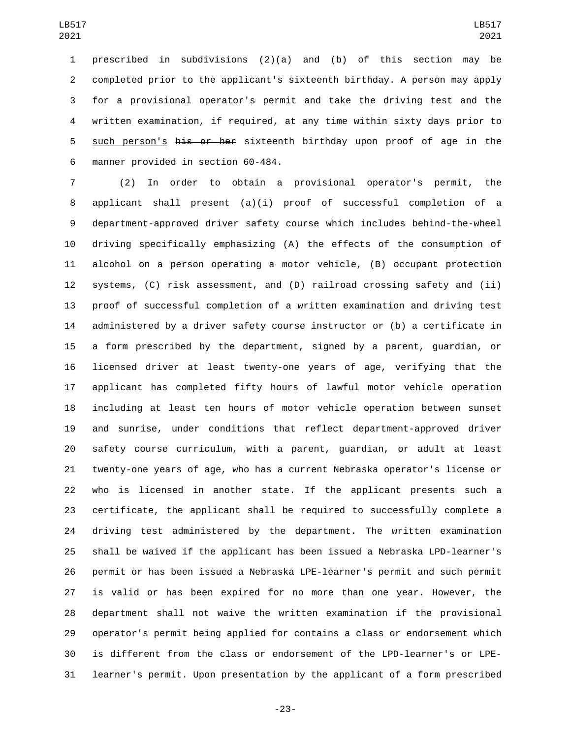prescribed in subdivisions (2)(a) and (b) of this section may be completed prior to the applicant's sixteenth birthday. A person may apply for a provisional operator's permit and take the driving test and the written examination, if required, at any time within sixty days prior to such person's ~~his or her~~ sixteenth birthday upon proof of age in the manner provided in section 60-484.

(2) In order to obtain a provisional operator's permit, the applicant shall present (a)(i) proof of successful completion of a department-approved driver safety course which includes behind-the-wheel driving specifically emphasizing (A) the effects of the consumption of alcohol on a person operating a motor vehicle, (B) occupant protection systems, (C) risk assessment, and (D) railroad crossing safety and (ii) proof of successful completion of a written examination and driving test administered by a driver safety course instructor or (b) a certificate in a form prescribed by the department, signed by a parent, guardian, or licensed driver at least twenty-one years of age, verifying that the applicant has completed fifty hours of lawful motor vehicle operation including at least ten hours of motor vehicle operation between sunset and sunrise, under conditions that reflect department-approved driver safety course curriculum, with a parent, guardian, or adult at least twenty-one years of age, who has a current Nebraska operator's license or who is licensed in another state. If the applicant presents such a certificate, the applicant shall be required to successfully complete a driving test administered by the department. The written examination shall be waived if the applicant has been issued a Nebraska LPD-learner's permit or has been issued a Nebraska LPE-learner's permit and such permit is valid or has been expired for no more than one year. However, the department shall not waive the written examination if the provisional operator's permit being applied for contains a class or endorsement which is different from the class or endorsement of the LPD-learner's or LPE-learner's permit. Upon presentation by the applicant of a form prescribed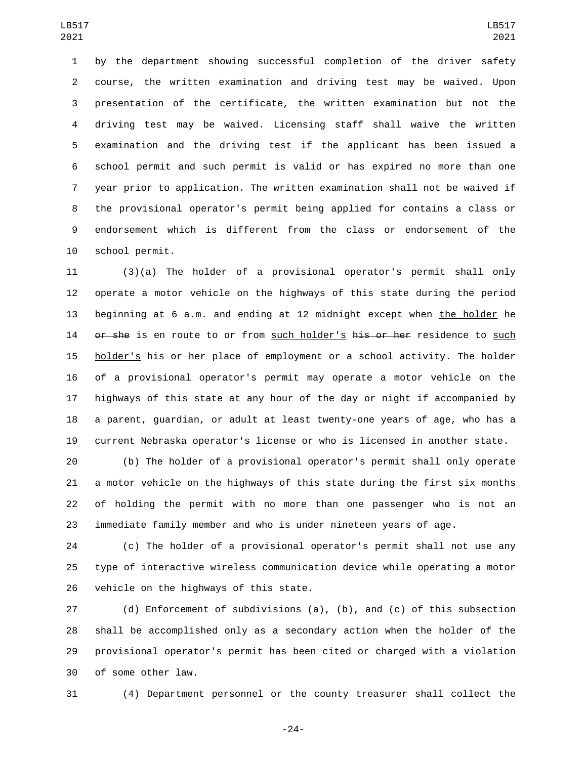by the department showing successful completion of the driver safety course, the written examination and driving test may be waived. Upon presentation of the certificate, the written examination but not the driving test may be waived. Licensing staff shall waive the written examination and the driving test if the applicant has been issued a school permit and such permit is valid or has expired no more than one year prior to application. The written examination shall not be waived if the provisional operator's permit being applied for contains a class or endorsement which is different from the class or endorsement of the school permit.

(3)(a) The holder of a provisional operator's permit shall only operate a motor vehicle on the highways of this state during the period beginning at 6 a.m. and ending at 12 midnight except when the holder ~~he or she~~ is en route to or from such holder's ~~his or her~~ residence to such holder's ~~his or her~~ place of employment or a school activity. The holder of a provisional operator's permit may operate a motor vehicle on the highways of this state at any hour of the day or night if accompanied by a parent, guardian, or adult at least twenty-one years of age, who has a current Nebraska operator's license or who is licensed in another state.

(b) The holder of a provisional operator's permit shall only operate a motor vehicle on the highways of this state during the first six months of holding the permit with no more than one passenger who is not an immediate family member and who is under nineteen years of age.

(c) The holder of a provisional operator's permit shall not use any type of interactive wireless communication device while operating a motor vehicle on the highways of this state.

(d) Enforcement of subdivisions (a), (b), and (c) of this subsection shall be accomplished only as a secondary action when the holder of the provisional operator's permit has been cited or charged with a violation of some other law.

(4) Department personnel or the county treasurer shall collect the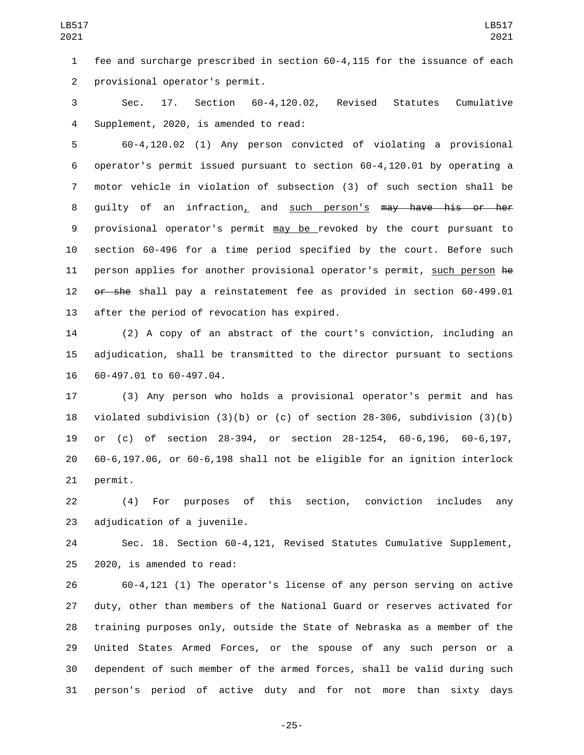fee and surcharge prescribed in section 60-4,115 for the issuance of each provisional operator's permit.

Sec. 17. Section 60-4,120.02, Revised Statutes Cumulative Supplement, 2020, is amended to read:

60-4,120.02 (1) Any person convicted of violating a provisional operator's permit issued pursuant to section 60-4,120.01 by operating a motor vehicle in violation of subsection (3) of such section shall be guilty of an infraction, and such person's ~~may have his or her~~ provisional operator's permit may be revoked by the court pursuant to section 60-496 for a time period specified by the court. Before such person applies for another provisional operator's permit, such person ~~he or she~~ shall pay a reinstatement fee as provided in section 60-499.01 after the period of revocation has expired.

(2) A copy of an abstract of the court's conviction, including an adjudication, shall be transmitted to the director pursuant to sections 60-497.01 to 60-497.04.

(3) Any person who holds a provisional operator's permit and has violated subdivision (3)(b) or (c) of section 28-306, subdivision (3)(b) or (c) of section 28-394, or section 28-1254, 60-6,196, 60-6,197, 60-6,197.06, or 60-6,198 shall not be eligible for an ignition interlock permit.

(4) For purposes of this section, conviction includes any adjudication of a juvenile.

Sec. 18. Section 60-4,121, Revised Statutes Cumulative Supplement, 2020, is amended to read:

60-4,121 (1) The operator's license of any person serving on active duty, other than members of the National Guard or reserves activated for training purposes only, outside the State of Nebraska as a member of the United States Armed Forces, or the spouse of any such person or a dependent of such member of the armed forces, shall be valid during such person's period of active duty and for not more than sixty days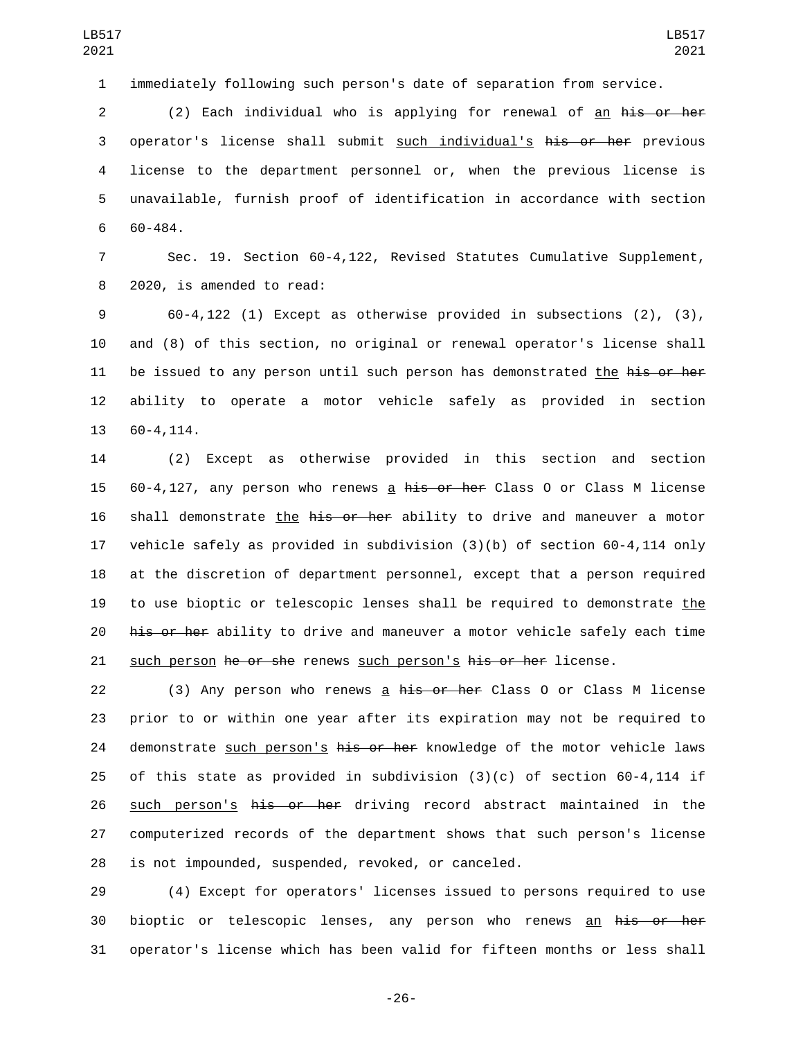immediately following such person's date of separation from service.

(2) Each individual who is applying for renewal of an ~~his or her~~ operator's license shall submit such individual's ~~his or her~~ previous license to the department personnel or, when the previous license is unavailable, furnish proof of identification in accordance with section 60-484.

Sec. 19. Section 60-4,122, Revised Statutes Cumulative Supplement, 2020, is amended to read:

60-4,122 (1) Except as otherwise provided in subsections (2), (3), and (8) of this section, no original or renewal operator's license shall be issued to any person until such person has demonstrated the ~~his or her~~ ability to operate a motor vehicle safely as provided in section 60-4,114.

(2) Except as otherwise provided in this section and section 60-4,127, any person who renews a ~~his or her~~ Class O or Class M license shall demonstrate the ~~his or her~~ ability to drive and maneuver a motor vehicle safely as provided in subdivision (3)(b) of section 60-4,114 only at the discretion of department personnel, except that a person required to use bioptic or telescopic lenses shall be required to demonstrate the ~~his or her~~ ability to drive and maneuver a motor vehicle safely each time such person ~~he or she~~ renews such person's ~~his or her~~ license.

(3) Any person who renews a ~~his or her~~ Class O or Class M license prior to or within one year after its expiration may not be required to demonstrate such person's ~~his or her~~ knowledge of the motor vehicle laws of this state as provided in subdivision (3)(c) of section 60-4,114 if such person's ~~his or her~~ driving record abstract maintained in the computerized records of the department shows that such person's license is not impounded, suspended, revoked, or canceled.

(4) Except for operators' licenses issued to persons required to use bioptic or telescopic lenses, any person who renews an ~~his or her~~ operator's license which has been valid for fifteen months or less shall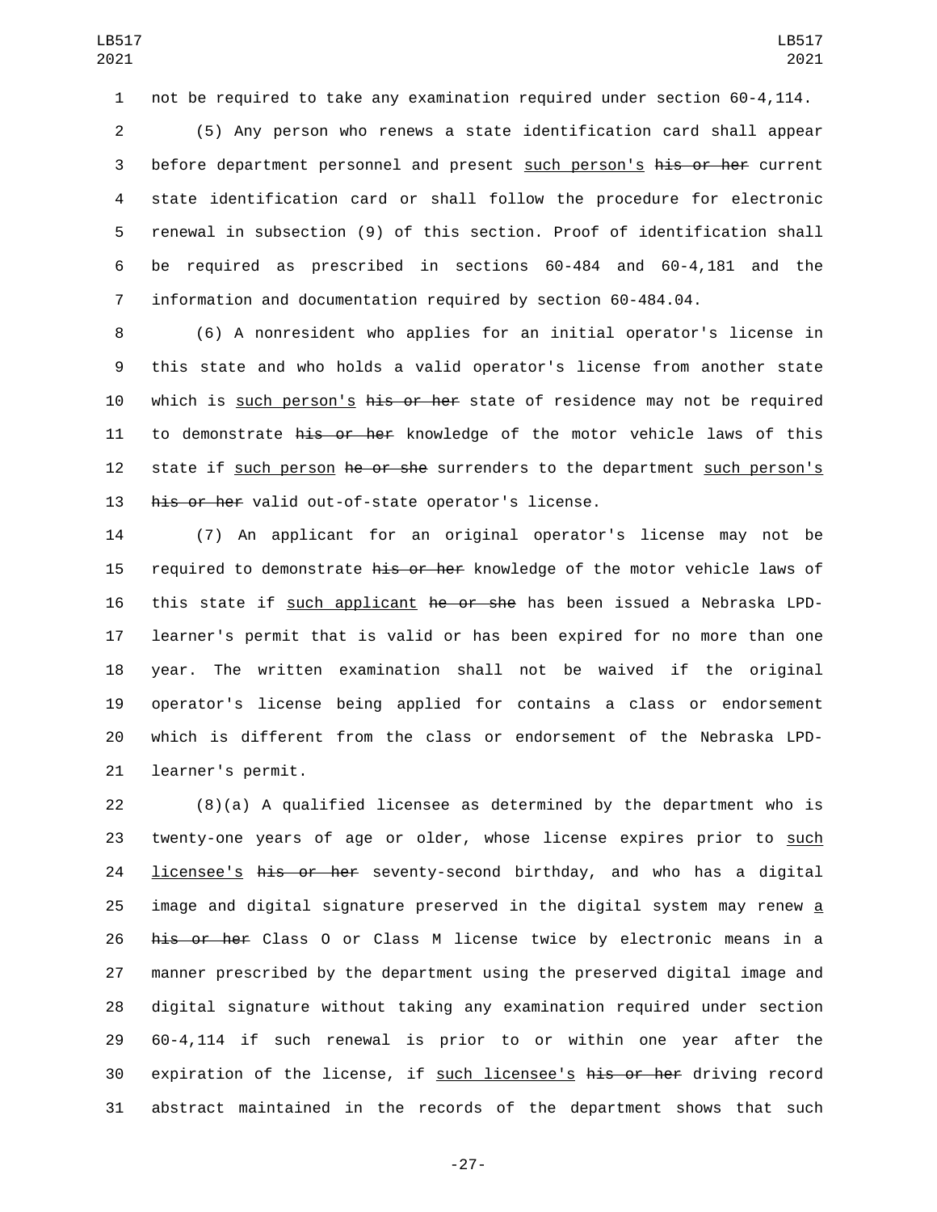not be required to take any examination required under section 60-4,114.

(5) Any person who renews a state identification card shall appear before department personnel and present such person's ~~his or her~~ current state identification card or shall follow the procedure for electronic renewal in subsection (9) of this section. Proof of identification shall be required as prescribed in sections 60-484 and 60-4,181 and the information and documentation required by section 60-484.04.

(6) A nonresident who applies for an initial operator's license in this state and who holds a valid operator's license from another state which is such person's ~~his or her~~ state of residence may not be required to demonstrate ~~his or her~~ knowledge of the motor vehicle laws of this state if such person ~~he or she~~ surrenders to the department such person's ~~his or her~~ valid out-of-state operator's license.

(7) An applicant for an original operator's license may not be required to demonstrate ~~his or her~~ knowledge of the motor vehicle laws of this state if such applicant ~~he or she~~ has been issued a Nebraska LPD-learner's permit that is valid or has been expired for no more than one year. The written examination shall not be waived if the original operator's license being applied for contains a class or endorsement which is different from the class or endorsement of the Nebraska LPD-learner's permit.

(8)(a) A qualified licensee as determined by the department who is twenty-one years of age or older, whose license expires prior to such licensee's ~~his or her~~ seventy-second birthday, and who has a digital image and digital signature preserved in the digital system may renew a ~~his or her~~ Class O or Class M license twice by electronic means in a manner prescribed by the department using the preserved digital image and digital signature without taking any examination required under section 60-4,114 if such renewal is prior to or within one year after the expiration of the license, if such licensee's ~~his or her~~ driving record abstract maintained in the records of the department shows that such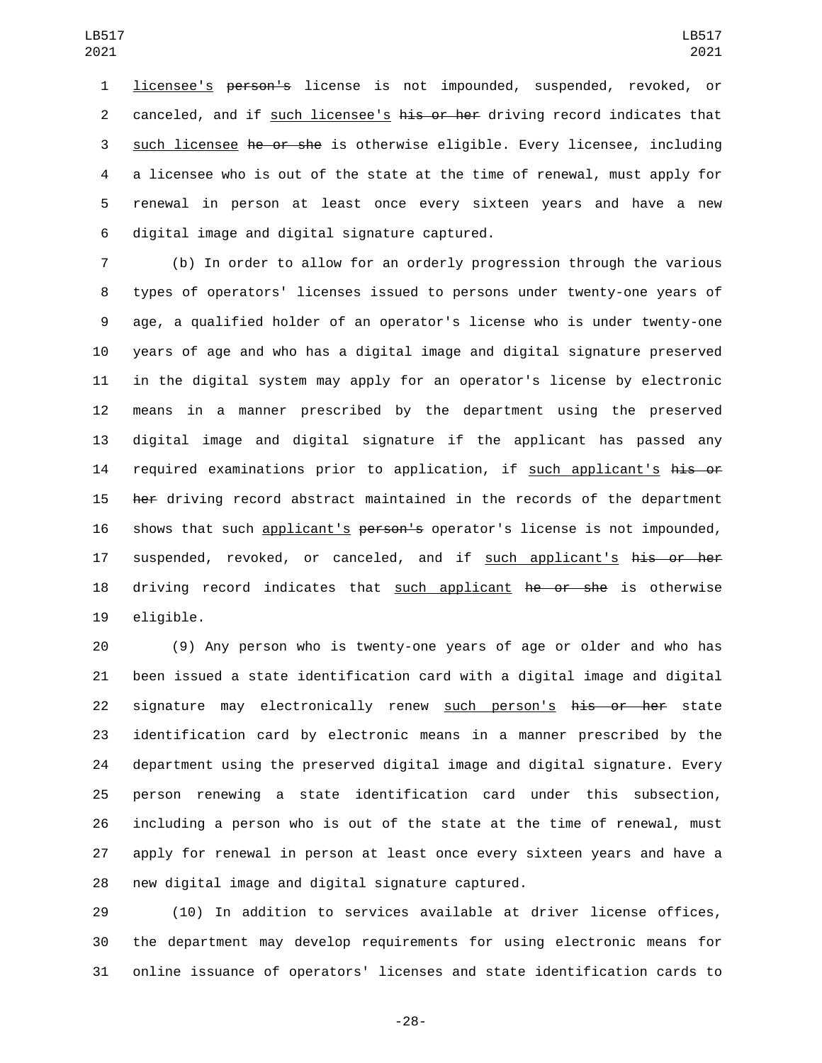licensee's ~~person's~~ license is not impounded, suspended, revoked, or canceled, and if such licensee's ~~his or her~~ driving record indicates that such licensee ~~he or she~~ is otherwise eligible. Every licensee, including a licensee who is out of the state at the time of renewal, must apply for renewal in person at least once every sixteen years and have a new digital image and digital signature captured.

(b) In order to allow for an orderly progression through the various types of operators' licenses issued to persons under twenty-one years of age, a qualified holder of an operator's license who is under twenty-one years of age and who has a digital image and digital signature preserved in the digital system may apply for an operator's license by electronic means in a manner prescribed by the department using the preserved digital image and digital signature if the applicant has passed any required examinations prior to application, if such applicant's ~~his or her~~ driving record abstract maintained in the records of the department shows that such applicant's ~~person's~~ operator's license is not impounded, suspended, revoked, or canceled, and if such applicant's ~~his or her~~ driving record indicates that such applicant ~~he or she~~ is otherwise eligible.

(9) Any person who is twenty-one years of age or older and who has been issued a state identification card with a digital image and digital signature may electronically renew such person's ~~his or her~~ state identification card by electronic means in a manner prescribed by the department using the preserved digital image and digital signature. Every person renewing a state identification card under this subsection, including a person who is out of the state at the time of renewal, must apply for renewal in person at least once every sixteen years and have a new digital image and digital signature captured.

(10) In addition to services available at driver license offices, the department may develop requirements for using electronic means for online issuance of operators' licenses and state identification cards to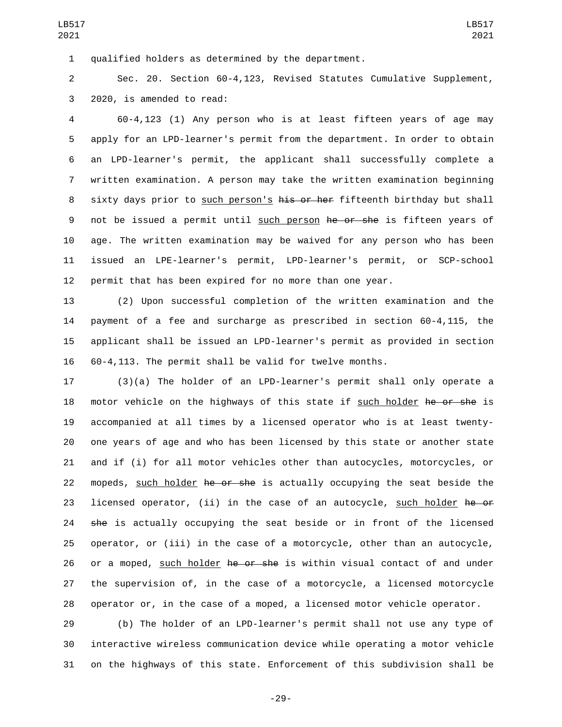qualified holders as determined by the department.

Sec. 20. Section 60-4,123, Revised Statutes Cumulative Supplement, 2020, is amended to read:

60-4,123 (1) Any person who is at least fifteen years of age may apply for an LPD-learner's permit from the department. In order to obtain an LPD-learner's permit, the applicant shall successfully complete a written examination. A person may take the written examination beginning sixty days prior to <u>such person's</u> ~~his or her~~ fifteenth birthday but shall not be issued a permit until <u>such person</u> ~~he or she~~ is fifteen years of age. The written examination may be waived for any person who has been issued an LPE-learner's permit, LPD-learner's permit, or SCP-school permit that has been expired for no more than one year.

(2) Upon successful completion of the written examination and the payment of a fee and surcharge as prescribed in section 60-4,115, the applicant shall be issued an LPD-learner's permit as provided in section 60-4,113. The permit shall be valid for twelve months.

(3)(a) The holder of an LPD-learner's permit shall only operate a motor vehicle on the highways of this state if <u>such holder</u> ~~he or she~~ is accompanied at all times by a licensed operator who is at least twenty-one years of age and who has been licensed by this state or another state and if (i) for all motor vehicles other than autocycles, motorcycles, or mopeds, <u>such holder</u> ~~he or she~~ is actually occupying the seat beside the licensed operator, (ii) in the case of an autocycle, <u>such holder</u> ~~he or she~~ is actually occupying the seat beside or in front of the licensed operator, or (iii) in the case of a motorcycle, other than an autocycle, or a moped, <u>such holder</u> ~~he or she~~ is within visual contact of and under the supervision of, in the case of a motorcycle, a licensed motorcycle operator or, in the case of a moped, a licensed motor vehicle operator.

(b) The holder of an LPD-learner's permit shall not use any type of interactive wireless communication device while operating a motor vehicle on the highways of this state. Enforcement of this subdivision shall be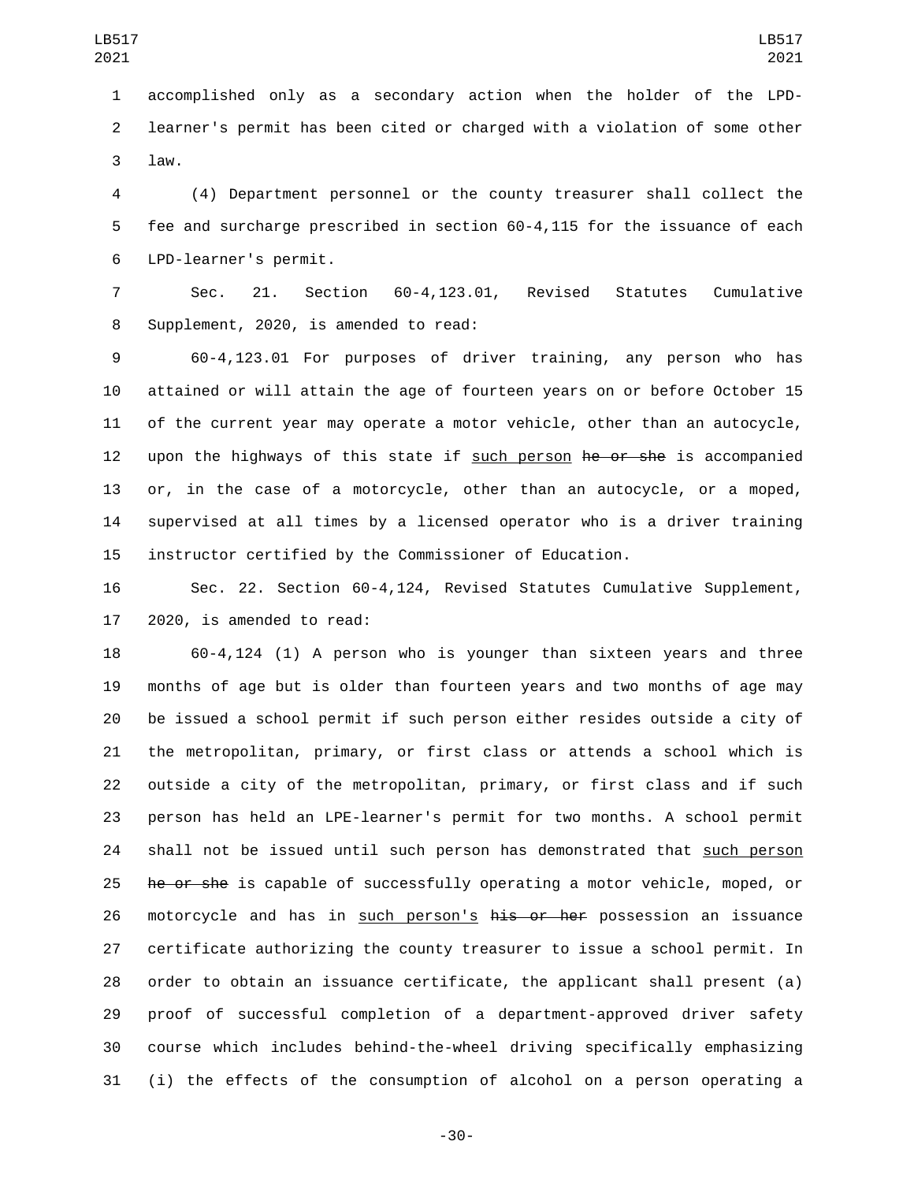accomplished only as a secondary action when the holder of the LPD-learner's permit has been cited or charged with a violation of some other law.

(4) Department personnel or the county treasurer shall collect the fee and surcharge prescribed in section 60-4,115 for the issuance of each LPD-learner's permit.

Sec. 21. Section 60-4,123.01, Revised Statutes Cumulative Supplement, 2020, is amended to read:

60-4,123.01 For purposes of driver training, any person who has attained or will attain the age of fourteen years on or before October 15 of the current year may operate a motor vehicle, other than an autocycle, upon the highways of this state if such person ~~he or she~~ is accompanied or, in the case of a motorcycle, other than an autocycle, or a moped, supervised at all times by a licensed operator who is a driver training instructor certified by the Commissioner of Education.

Sec. 22. Section 60-4,124, Revised Statutes Cumulative Supplement, 2020, is amended to read:

60-4,124 (1) A person who is younger than sixteen years and three months of age but is older than fourteen years and two months of age may be issued a school permit if such person either resides outside a city of the metropolitan, primary, or first class or attends a school which is outside a city of the metropolitan, primary, or first class and if such person has held an LPE-learner's permit for two months. A school permit shall not be issued until such person has demonstrated that such person ~~he or she~~ is capable of successfully operating a motor vehicle, moped, or motorcycle and has in such person's ~~his or her~~ possession an issuance certificate authorizing the county treasurer to issue a school permit. In order to obtain an issuance certificate, the applicant shall present (a) proof of successful completion of a department-approved driver safety course which includes behind-the-wheel driving specifically emphasizing (i) the effects of the consumption of alcohol on a person operating a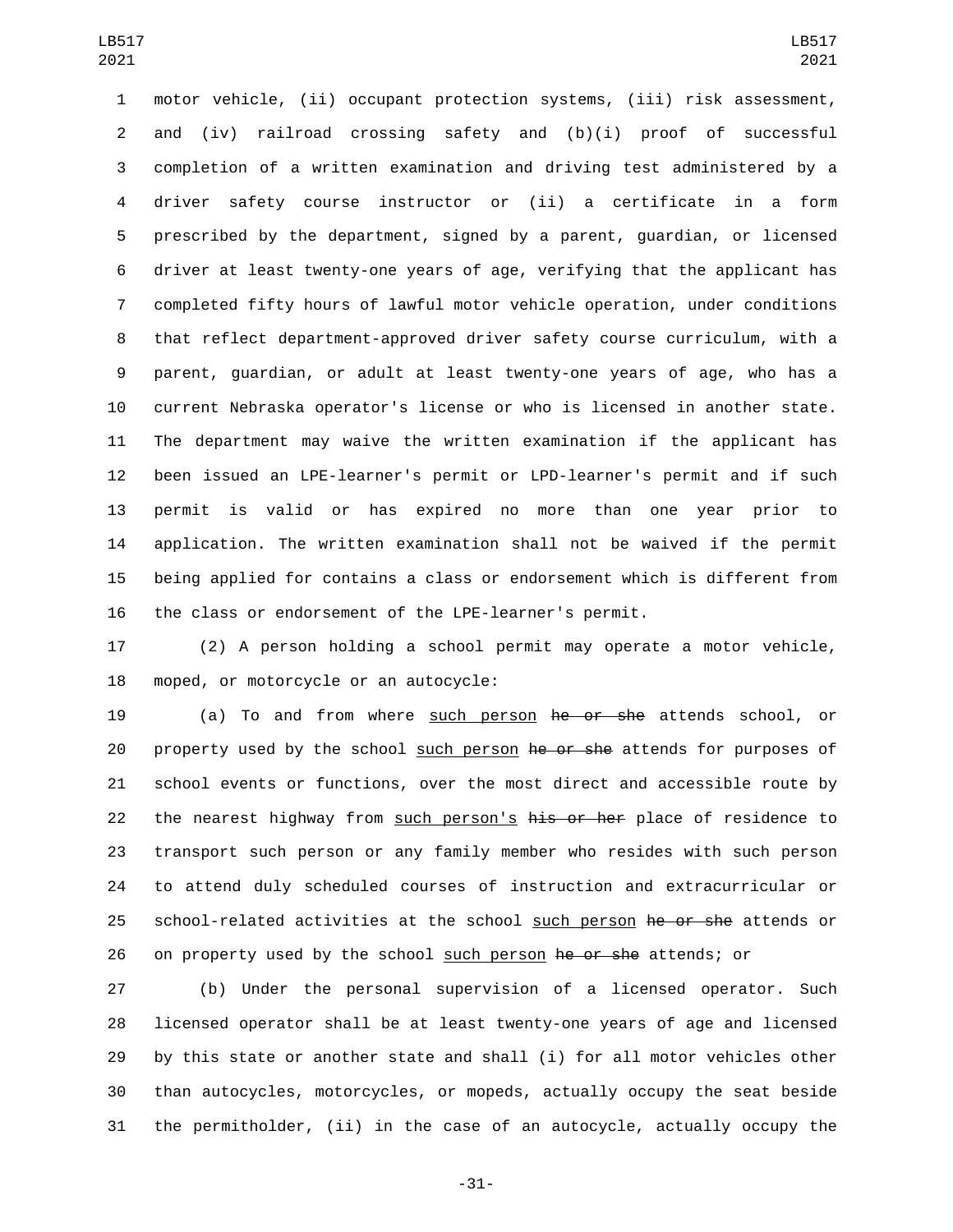motor vehicle, (ii) occupant protection systems, (iii) risk assessment, and (iv) railroad crossing safety and (b)(i) proof of successful completion of a written examination and driving test administered by a driver safety course instructor or (ii) a certificate in a form prescribed by the department, signed by a parent, guardian, or licensed driver at least twenty-one years of age, verifying that the applicant has completed fifty hours of lawful motor vehicle operation, under conditions that reflect department-approved driver safety course curriculum, with a parent, guardian, or adult at least twenty-one years of age, who has a current Nebraska operator's license or who is licensed in another state. The department may waive the written examination if the applicant has been issued an LPE-learner's permit or LPD-learner's permit and if such permit is valid or has expired no more than one year prior to application. The written examination shall not be waived if the permit being applied for contains a class or endorsement which is different from the class or endorsement of the LPE-learner's permit.

(2) A person holding a school permit may operate a motor vehicle, moped, or motorcycle or an autocycle:

(a) To and from where such person ~~he or she~~ attends school, or property used by the school such person ~~he or she~~ attends for purposes of school events or functions, over the most direct and accessible route by the nearest highway from such person's ~~his or her~~ place of residence to transport such person or any family member who resides with such person to attend duly scheduled courses of instruction and extracurricular or school-related activities at the school such person ~~he or she~~ attends or on property used by the school such person ~~he or she~~ attends; or

(b) Under the personal supervision of a licensed operator. Such licensed operator shall be at least twenty-one years of age and licensed by this state or another state and shall (i) for all motor vehicles other than autocycles, motorcycles, or mopeds, actually occupy the seat beside the permitholder, (ii) in the case of an autocycle, actually occupy the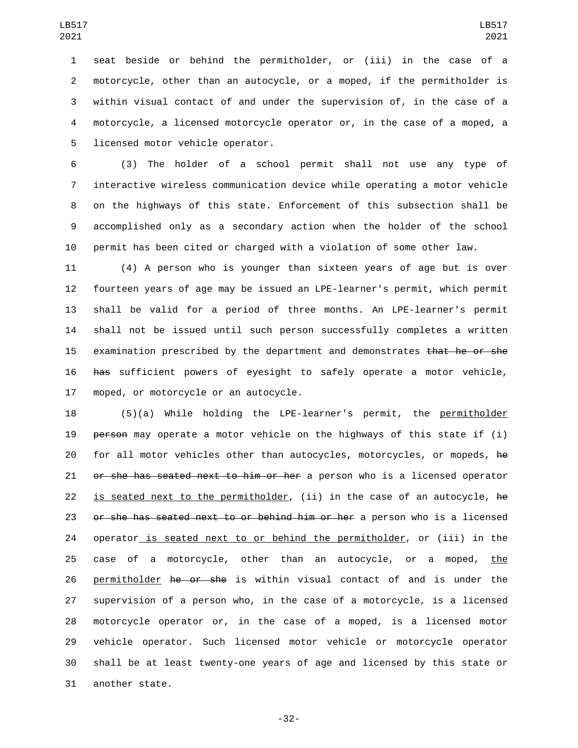seat beside or behind the permitholder, or (iii) in the case of a motorcycle, other than an autocycle, or a moped, if the permitholder is within visual contact of and under the supervision of, in the case of a motorcycle, a licensed motorcycle operator or, in the case of a moped, a licensed motor vehicle operator.

(3) The holder of a school permit shall not use any type of interactive wireless communication device while operating a motor vehicle on the highways of this state. Enforcement of this subsection shall be accomplished only as a secondary action when the holder of the school permit has been cited or charged with a violation of some other law.

(4) A person who is younger than sixteen years of age but is over fourteen years of age may be issued an LPE-learner's permit, which permit shall be valid for a period of three months. An LPE-learner's permit shall not be issued until such person successfully completes a written examination prescribed by the department and demonstrates ~~that he or she has~~ sufficient powers of eyesight to safely operate a motor vehicle, moped, or motorcycle or an autocycle.

(5)(a) While holding the LPE-learner's permit, the <u>permitholder</u> ~~person~~ may operate a motor vehicle on the highways of this state if (i) for all motor vehicles other than autocycles, motorcycles, or mopeds, ~~he or she has seated next to him or her~~ a person who is a licensed operator <u>is seated next to the permitholder</u>, (ii) in the case of an autocycle, ~~he or she has seated next to or behind him or her~~ a person who is a licensed operator<u> is seated next to or behind the permitholder</u>, or (iii) in the case of a motorcycle, other than an autocycle, or a moped, <u>the permitholder</u> ~~he or she~~ is within visual contact of and is under the supervision of a person who, in the case of a motorcycle, is a licensed motorcycle operator or, in the case of a moped, is a licensed motor vehicle operator. Such licensed motor vehicle or motorcycle operator shall be at least twenty-one years of age and licensed by this state or another state.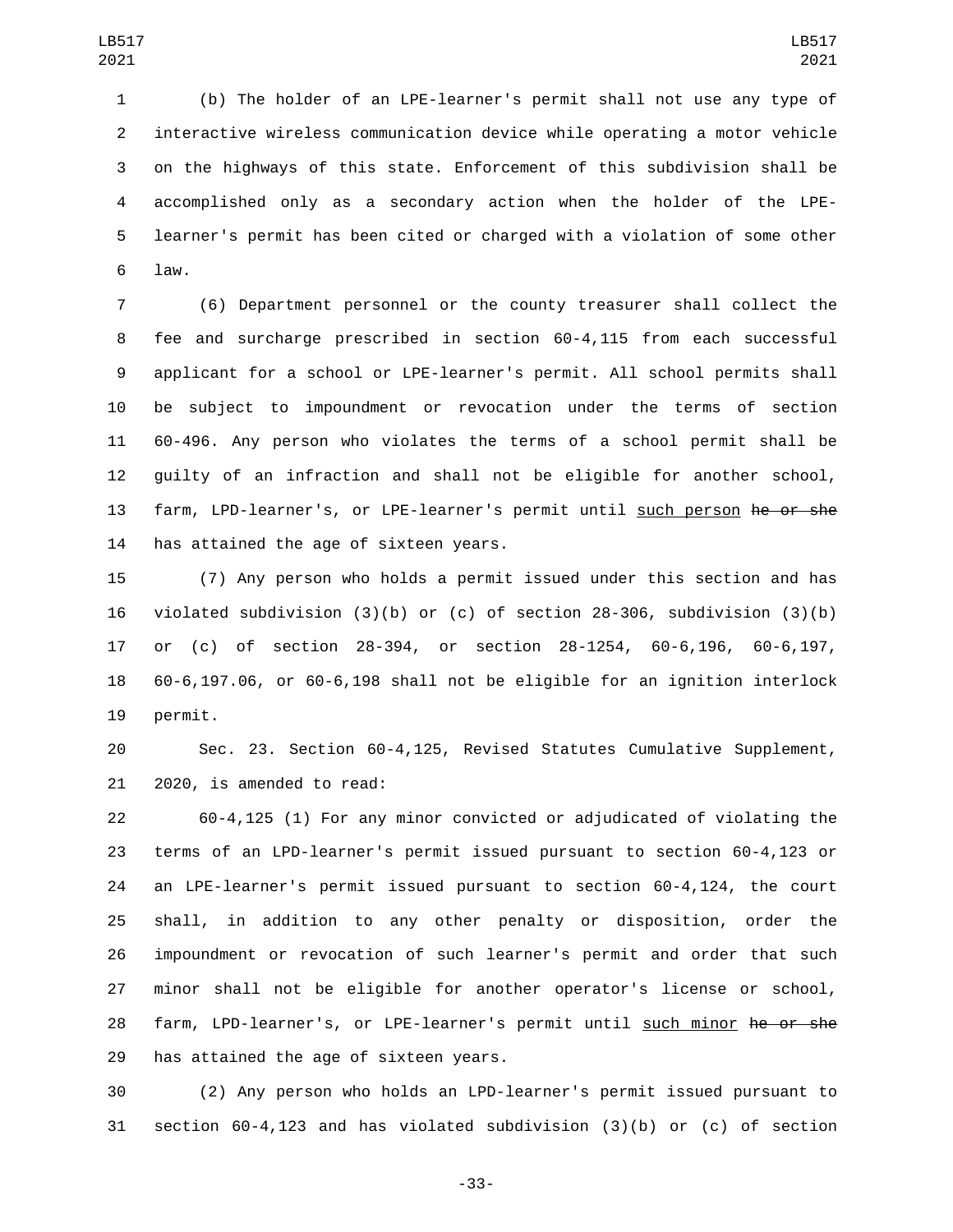(b) The holder of an LPE-learner's permit shall not use any type of interactive wireless communication device while operating a motor vehicle on the highways of this state. Enforcement of this subdivision shall be accomplished only as a secondary action when the holder of the LPE-learner's permit has been cited or charged with a violation of some other law.

(6) Department personnel or the county treasurer shall collect the fee and surcharge prescribed in section 60-4,115 from each successful applicant for a school or LPE-learner's permit. All school permits shall be subject to impoundment or revocation under the terms of section 60-496. Any person who violates the terms of a school permit shall be guilty of an infraction and shall not be eligible for another school, farm, LPD-learner's, or LPE-learner's permit until <u>such person</u> ~~he or she~~ has attained the age of sixteen years.

(7) Any person who holds a permit issued under this section and has violated subdivision (3)(b) or (c) of section 28-306, subdivision (3)(b) or (c) of section 28-394, or section 28-1254, 60-6,196, 60-6,197, 60-6,197.06, or 60-6,198 shall not be eligible for an ignition interlock permit.

Sec. 23. Section 60-4,125, Revised Statutes Cumulative Supplement, 2020, is amended to read:

60-4,125 (1) For any minor convicted or adjudicated of violating the terms of an LPD-learner's permit issued pursuant to section 60-4,123 or an LPE-learner's permit issued pursuant to section 60-4,124, the court shall, in addition to any other penalty or disposition, order the impoundment or revocation of such learner's permit and order that such minor shall not be eligible for another operator's license or school, farm, LPD-learner's, or LPE-learner's permit until <u>such minor</u> ~~he or she~~ has attained the age of sixteen years.

(2) Any person who holds an LPD-learner's permit issued pursuant to section 60-4,123 and has violated subdivision (3)(b) or (c) of section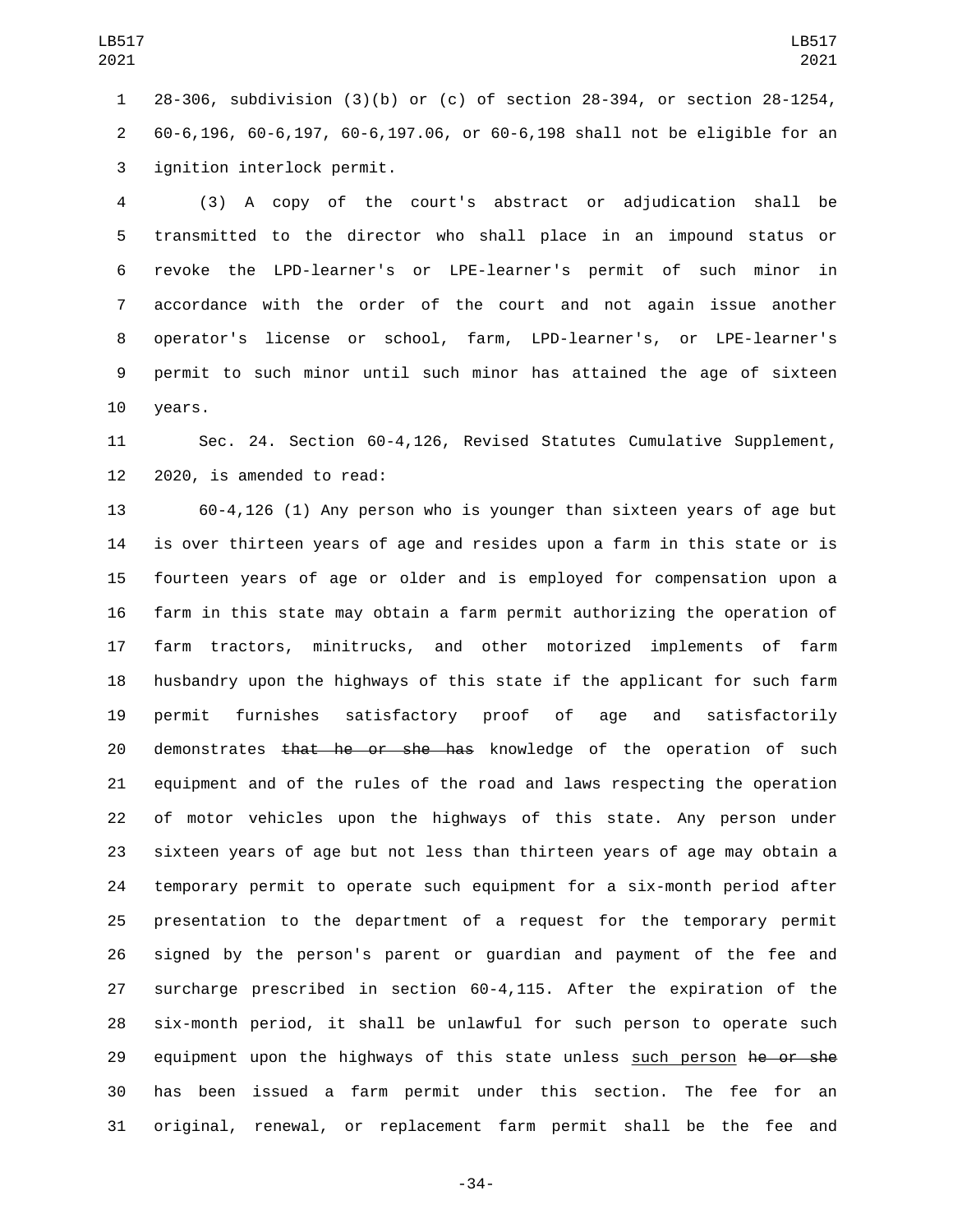28-306, subdivision (3)(b) or (c) of section 28-394, or section 28-1254, 60-6,196, 60-6,197, 60-6,197.06, or 60-6,198 shall not be eligible for an ignition interlock permit.

(3) A copy of the court's abstract or adjudication shall be transmitted to the director who shall place in an impound status or revoke the LPD-learner's or LPE-learner's permit of such minor in accordance with the order of the court and not again issue another operator's license or school, farm, LPD-learner's, or LPE-learner's permit to such minor until such minor has attained the age of sixteen years.

Sec. 24. Section 60-4,126, Revised Statutes Cumulative Supplement, 2020, is amended to read:

60-4,126 (1) Any person who is younger than sixteen years of age but is over thirteen years of age and resides upon a farm in this state or is fourteen years of age or older and is employed for compensation upon a farm in this state may obtain a farm permit authorizing the operation of farm tractors, minitrucks, and other motorized implements of farm husbandry upon the highways of this state if the applicant for such farm permit furnishes satisfactory proof of age and satisfactorily demonstrates ~~that he or she has~~ knowledge of the operation of such equipment and of the rules of the road and laws respecting the operation of motor vehicles upon the highways of this state. Any person under sixteen years of age but not less than thirteen years of age may obtain a temporary permit to operate such equipment for a six-month period after presentation to the department of a request for the temporary permit signed by the person's parent or guardian and payment of the fee and surcharge prescribed in section 60-4,115. After the expiration of the six-month period, it shall be unlawful for such person to operate such equipment upon the highways of this state unless <u>such person</u> ~~he or she~~ has been issued a farm permit under this section. The fee for an original, renewal, or replacement farm permit shall be the fee and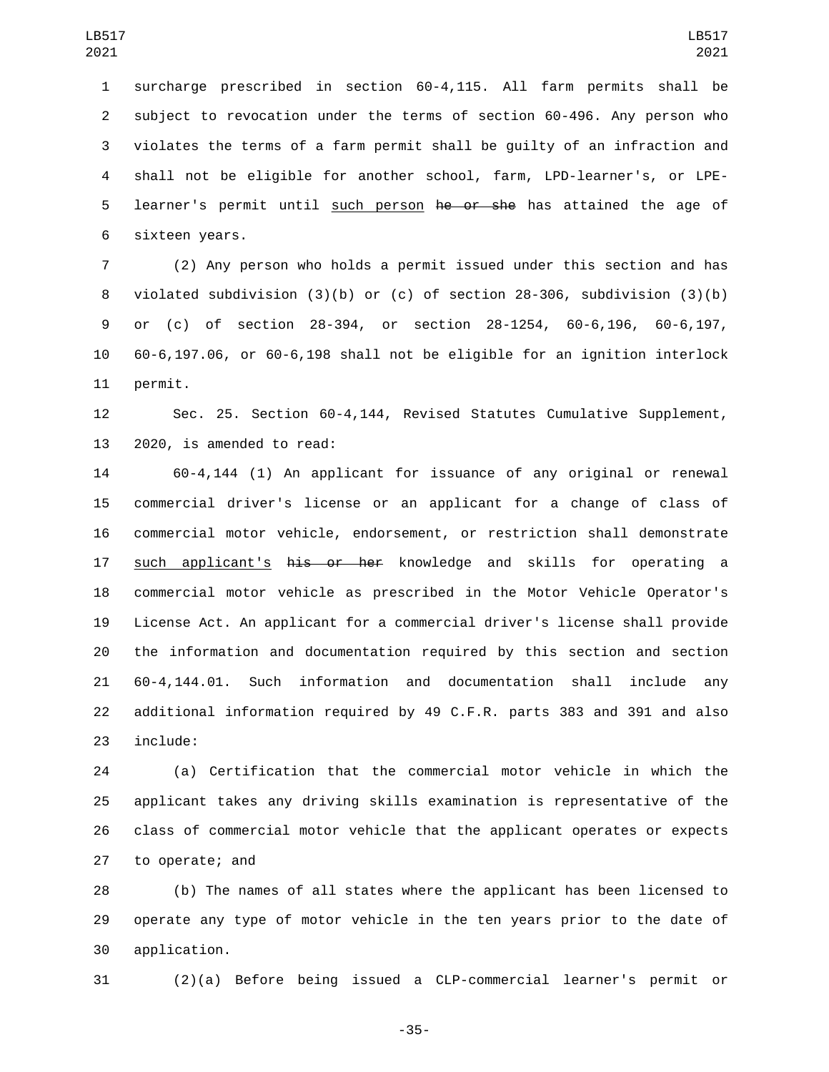surcharge prescribed in section 60-4,115. All farm permits shall be subject to revocation under the terms of section 60-496. Any person who violates the terms of a farm permit shall be guilty of an infraction and shall not be eligible for another school, farm, LPD-learner's, or LPE-learner's permit until such person ~~he or she~~ has attained the age of sixteen years.

(2) Any person who holds a permit issued under this section and has violated subdivision (3)(b) or (c) of section 28-306, subdivision (3)(b) or (c) of section 28-394, or section 28-1254, 60-6,196, 60-6,197, 60-6,197.06, or 60-6,198 shall not be eligible for an ignition interlock permit.

Sec. 25. Section 60-4,144, Revised Statutes Cumulative Supplement, 2020, is amended to read:

60-4,144 (1) An applicant for issuance of any original or renewal commercial driver's license or an applicant for a change of class of commercial motor vehicle, endorsement, or restriction shall demonstrate such applicant's ~~his or her~~ knowledge and skills for operating a commercial motor vehicle as prescribed in the Motor Vehicle Operator's License Act. An applicant for a commercial driver's license shall provide the information and documentation required by this section and section 60-4,144.01. Such information and documentation shall include any additional information required by 49 C.F.R. parts 383 and 391 and also include:

(a) Certification that the commercial motor vehicle in which the applicant takes any driving skills examination is representative of the class of commercial motor vehicle that the applicant operates or expects to operate; and

(b) The names of all states where the applicant has been licensed to operate any type of motor vehicle in the ten years prior to the date of application.

(2)(a) Before being issued a CLP-commercial learner's permit or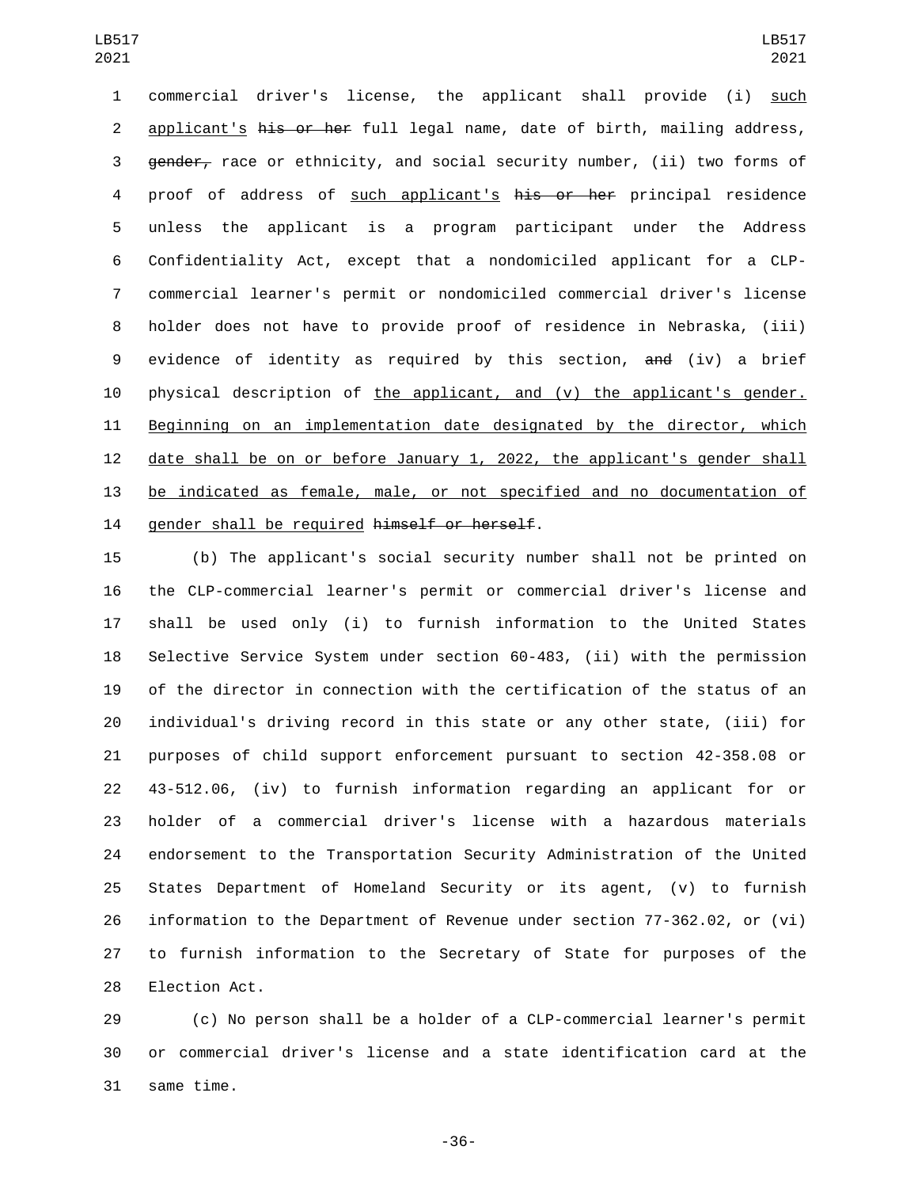commercial driver's license, the applicant shall provide (i) such applicant's ~~his or her~~ full legal name, date of birth, mailing address, ~~gender,~~ race or ethnicity, and social security number, (ii) two forms of proof of address of such applicant's ~~his or her~~ principal residence unless the applicant is a program participant under the Address Confidentiality Act, except that a nondomiciled applicant for a CLP-commercial learner's permit or nondomiciled commercial driver's license holder does not have to provide proof of residence in Nebraska, (iii) evidence of identity as required by this section, ~~and~~ (iv) a brief physical description of the applicant, and (v) the applicant's gender. Beginning on an implementation date designated by the director, which date shall be on or before January 1, 2022, the applicant's gender shall be indicated as female, male, or not specified and no documentation of gender shall be required ~~himself or herself~~.

(b) The applicant's social security number shall not be printed on the CLP-commercial learner's permit or commercial driver's license and shall be used only (i) to furnish information to the United States Selective Service System under section 60-483, (ii) with the permission of the director in connection with the certification of the status of an individual's driving record in this state or any other state, (iii) for purposes of child support enforcement pursuant to section 42-358.08 or 43-512.06, (iv) to furnish information regarding an applicant for or holder of a commercial driver's license with a hazardous materials endorsement to the Transportation Security Administration of the United States Department of Homeland Security or its agent, (v) to furnish information to the Department of Revenue under section 77-362.02, or (vi) to furnish information to the Secretary of State for purposes of the Election Act.

(c) No person shall be a holder of a CLP-commercial learner's permit or commercial driver's license and a state identification card at the same time.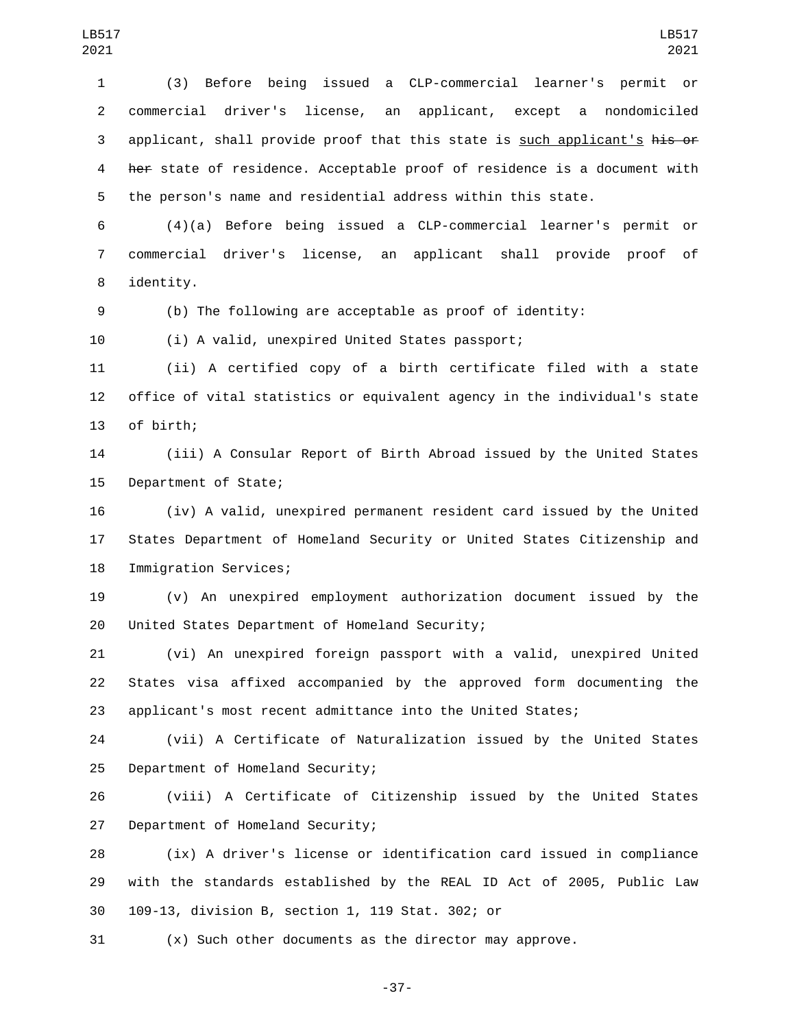(3) Before being issued a CLP-commercial learner's permit or commercial driver's license, an applicant, except a nondomiciled applicant, shall provide proof that this state is <u>such applicant's</u> ~~his or her~~ state of residence. Acceptable proof of residence is a document with the person's name and residential address within this state.

(4)(a) Before being issued a CLP-commercial learner's permit or commercial driver's license, an applicant shall provide proof of identity.

(b) The following are acceptable as proof of identity:

(i) A valid, unexpired United States passport;

(ii) A certified copy of a birth certificate filed with a state office of vital statistics or equivalent agency in the individual's state of birth;

(iii) A Consular Report of Birth Abroad issued by the United States Department of State;

(iv) A valid, unexpired permanent resident card issued by the United States Department of Homeland Security or United States Citizenship and Immigration Services;

(v) An unexpired employment authorization document issued by the United States Department of Homeland Security;

(vi) An unexpired foreign passport with a valid, unexpired United States visa affixed accompanied by the approved form documenting the applicant's most recent admittance into the United States;

(vii) A Certificate of Naturalization issued by the United States Department of Homeland Security;

(viii) A Certificate of Citizenship issued by the United States Department of Homeland Security;

(ix) A driver's license or identification card issued in compliance with the standards established by the REAL ID Act of 2005, Public Law 109-13, division B, section 1, 119 Stat. 302; or

(x) Such other documents as the director may approve.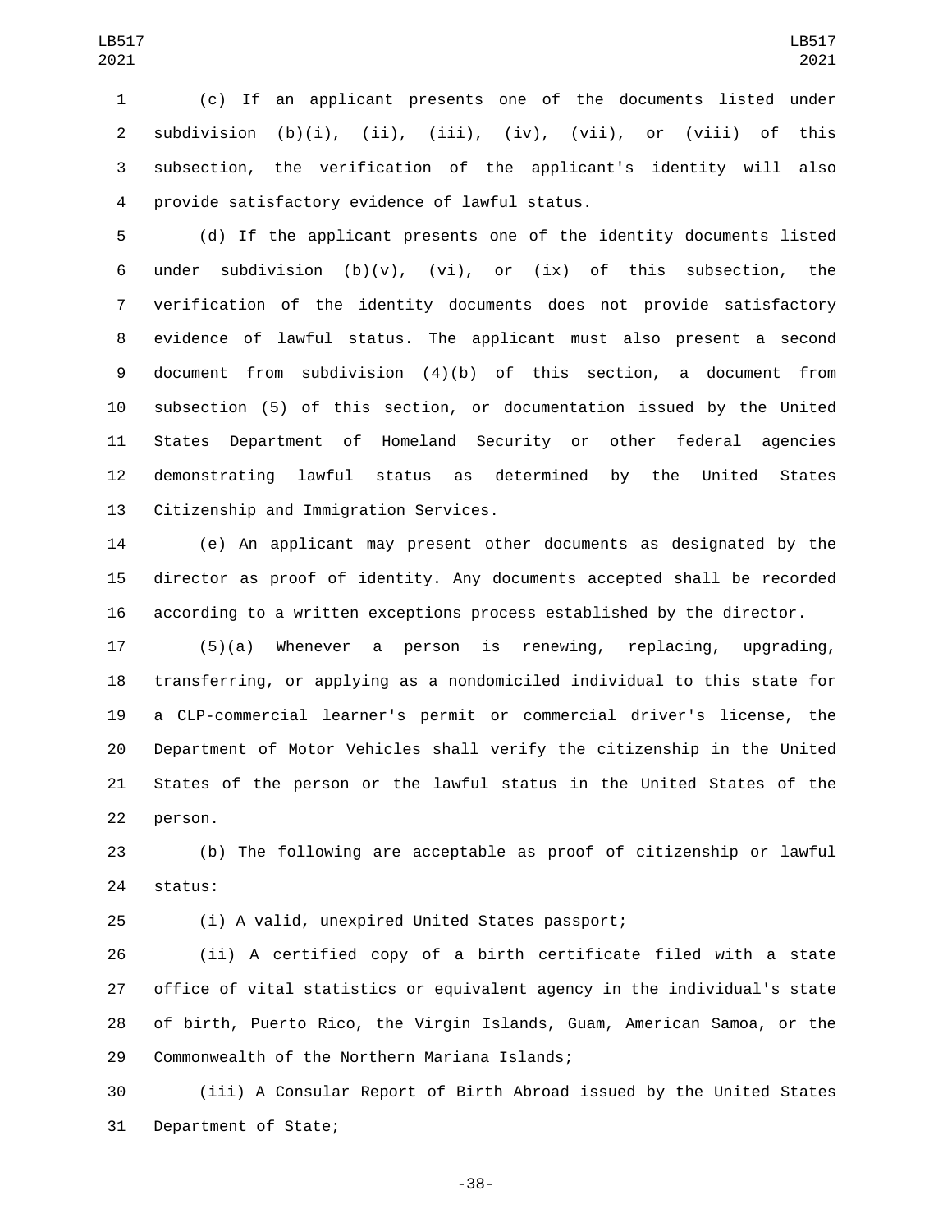(c) If an applicant presents one of the documents listed under subdivision (b)(i), (ii), (iii), (iv), (vii), or (viii) of this subsection, the verification of the applicant's identity will also provide satisfactory evidence of lawful status.

(d) If the applicant presents one of the identity documents listed under subdivision (b)(v), (vi), or (ix) of this subsection, the verification of the identity documents does not provide satisfactory evidence of lawful status. The applicant must also present a second document from subdivision (4)(b) of this section, a document from subsection (5) of this section, or documentation issued by the United States Department of Homeland Security or other federal agencies demonstrating lawful status as determined by the United States Citizenship and Immigration Services.

(e) An applicant may present other documents as designated by the director as proof of identity. Any documents accepted shall be recorded according to a written exceptions process established by the director.

(5)(a) Whenever a person is renewing, replacing, upgrading, transferring, or applying as a nondomiciled individual to this state for a CLP-commercial learner's permit or commercial driver's license, the Department of Motor Vehicles shall verify the citizenship in the United States of the person or the lawful status in the United States of the person.

(b) The following are acceptable as proof of citizenship or lawful status:

(i) A valid, unexpired United States passport;

(ii) A certified copy of a birth certificate filed with a state office of vital statistics or equivalent agency in the individual's state of birth, Puerto Rico, the Virgin Islands, Guam, American Samoa, or the Commonwealth of the Northern Mariana Islands;

(iii) A Consular Report of Birth Abroad issued by the United States Department of State;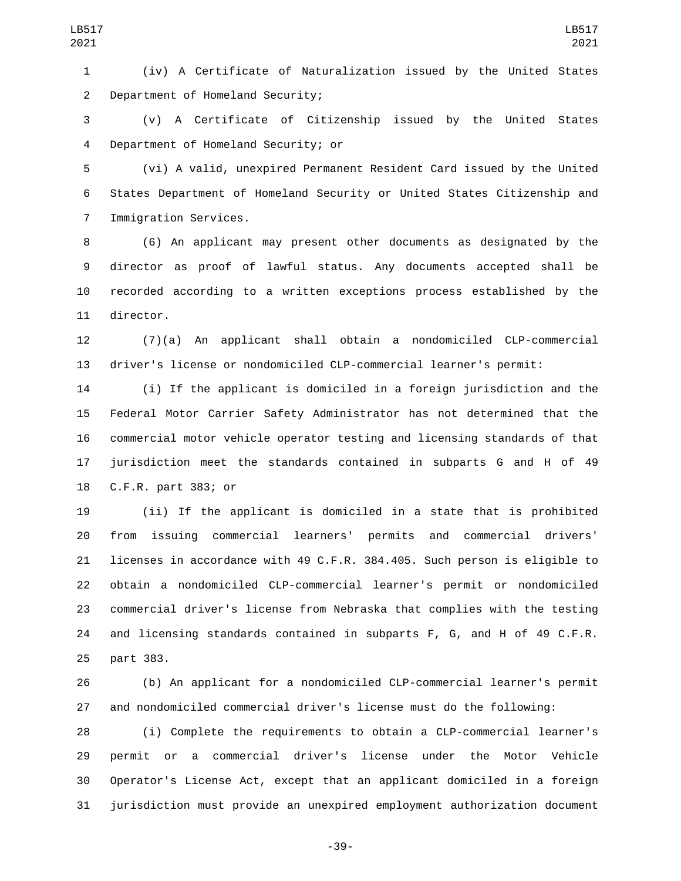(iv) A Certificate of Naturalization issued by the United States Department of Homeland Security;

(v) A Certificate of Citizenship issued by the United States Department of Homeland Security; or

(vi) A valid, unexpired Permanent Resident Card issued by the United States Department of Homeland Security or United States Citizenship and Immigration Services.

(6) An applicant may present other documents as designated by the director as proof of lawful status. Any documents accepted shall be recorded according to a written exceptions process established by the director.

(7)(a) An applicant shall obtain a nondomiciled CLP-commercial driver's license or nondomiciled CLP-commercial learner's permit:

(i) If the applicant is domiciled in a foreign jurisdiction and the Federal Motor Carrier Safety Administrator has not determined that the commercial motor vehicle operator testing and licensing standards of that jurisdiction meet the standards contained in subparts G and H of 49 C.F.R. part 383; or

(ii) If the applicant is domiciled in a state that is prohibited from issuing commercial learners' permits and commercial drivers' licenses in accordance with 49 C.F.R. 384.405. Such person is eligible to obtain a nondomiciled CLP-commercial learner's permit or nondomiciled commercial driver's license from Nebraska that complies with the testing and licensing standards contained in subparts F, G, and H of 49 C.F.R. part 383.

(b) An applicant for a nondomiciled CLP-commercial learner's permit and nondomiciled commercial driver's license must do the following:

(i) Complete the requirements to obtain a CLP-commercial learner's permit or a commercial driver's license under the Motor Vehicle Operator's License Act, except that an applicant domiciled in a foreign jurisdiction must provide an unexpired employment authorization document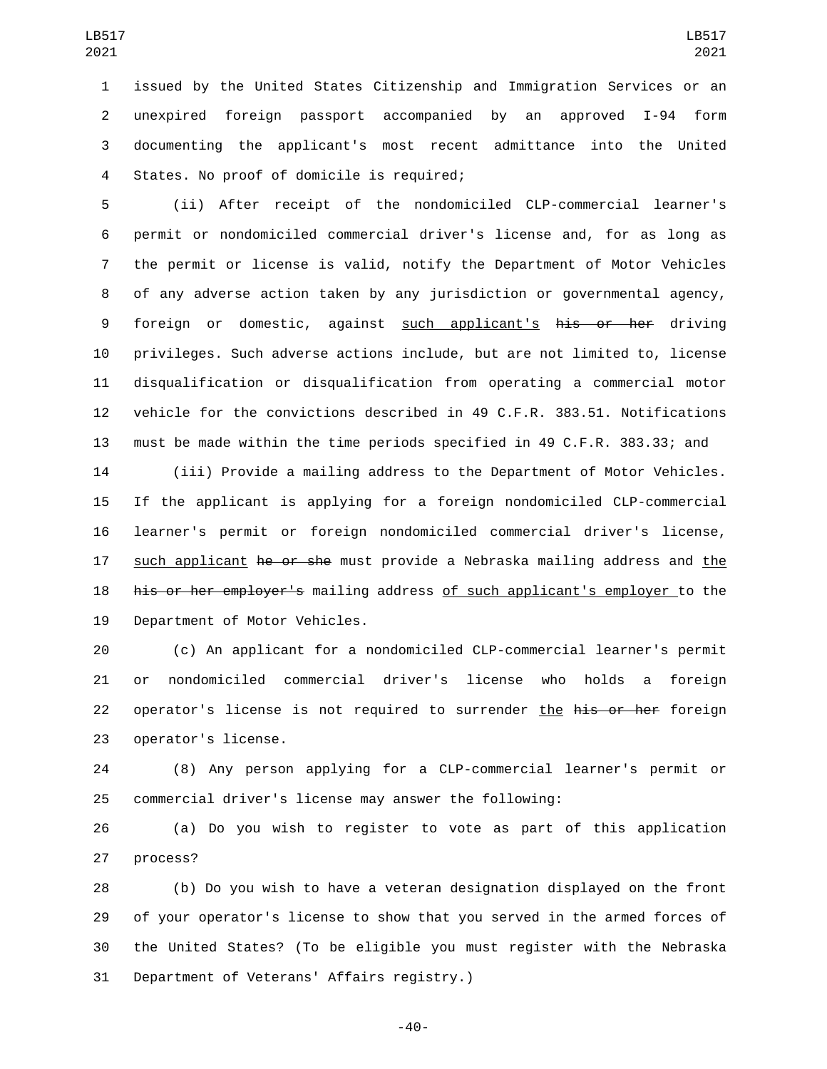issued by the United States Citizenship and Immigration Services or an unexpired foreign passport accompanied by an approved I-94 form documenting the applicant's most recent admittance into the United States. No proof of domicile is required;

(ii) After receipt of the nondomiciled CLP-commercial learner's permit or nondomiciled commercial driver's license and, for as long as the permit or license is valid, notify the Department of Motor Vehicles of any adverse action taken by any jurisdiction or governmental agency, foreign or domestic, against such applicant's ~~his or her~~ driving privileges. Such adverse actions include, but are not limited to, license disqualification or disqualification from operating a commercial motor vehicle for the convictions described in 49 C.F.R. 383.51. Notifications must be made within the time periods specified in 49 C.F.R. 383.33; and

(iii) Provide a mailing address to the Department of Motor Vehicles. If the applicant is applying for a foreign nondomiciled CLP-commercial learner's permit or foreign nondomiciled commercial driver's license, such applicant ~~he or she~~ must provide a Nebraska mailing address and the ~~his or her employer's~~ mailing address of such applicant's employer to the Department of Motor Vehicles.

(c) An applicant for a nondomiciled CLP-commercial learner's permit or nondomiciled commercial driver's license who holds a foreign operator's license is not required to surrender the ~~his or her~~ foreign operator's license.

(8) Any person applying for a CLP-commercial learner's permit or commercial driver's license may answer the following:

(a) Do you wish to register to vote as part of this application process?

(b) Do you wish to have a veteran designation displayed on the front of your operator's license to show that you served in the armed forces of the United States? (To be eligible you must register with the Nebraska Department of Veterans' Affairs registry.)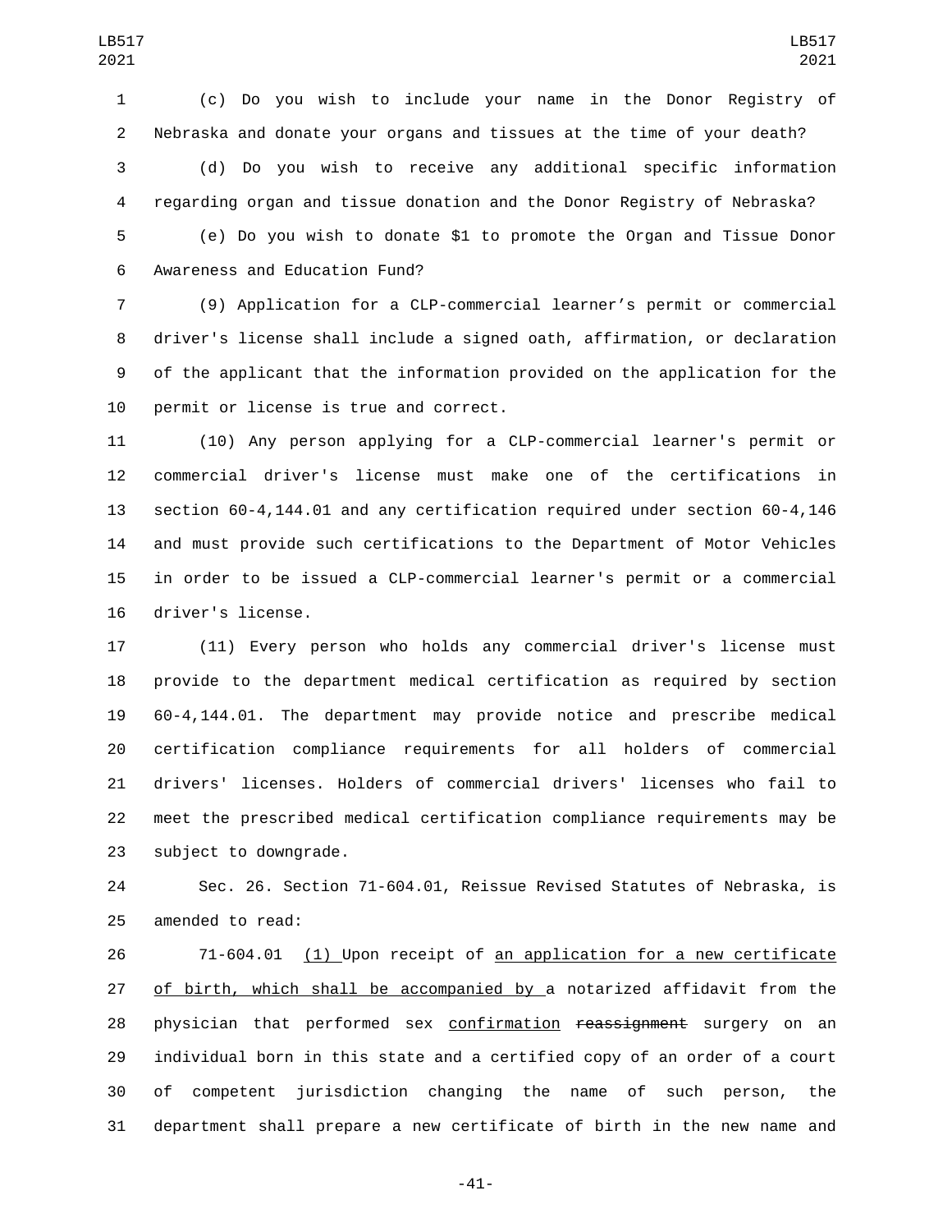(c) Do you wish to include your name in the Donor Registry of Nebraska and donate your organs and tissues at the time of your death?

(d) Do you wish to receive any additional specific information regarding organ and tissue donation and the Donor Registry of Nebraska?

(e) Do you wish to donate $1 to promote the Organ and Tissue Donor Awareness and Education Fund?

(9) Application for a CLP-commercial learner's permit or commercial driver's license shall include a signed oath, affirmation, or declaration of the applicant that the information provided on the application for the permit or license is true and correct.

(10) Any person applying for a CLP-commercial learner's permit or commercial driver's license must make one of the certifications in section 60-4,144.01 and any certification required under section 60-4,146 and must provide such certifications to the Department of Motor Vehicles in order to be issued a CLP-commercial learner's permit or a commercial driver's license.

(11) Every person who holds any commercial driver's license must provide to the department medical certification as required by section 60-4,144.01. The department may provide notice and prescribe medical certification compliance requirements for all holders of commercial drivers' licenses. Holders of commercial drivers' licenses who fail to meet the prescribed medical certification compliance requirements may be subject to downgrade.

Sec. 26. Section 71-604.01, Reissue Revised Statutes of Nebraska, is amended to read:

71-604.01 <u>(1)</u> Upon receipt of <u>an application for a new certificate of birth, which shall be accompanied by</u> a notarized affidavit from the physician that performed sex <u>confirmation</u> ~~reassignment~~ surgery on an individual born in this state and a certified copy of an order of a court of competent jurisdiction changing the name of such person, the department shall prepare a new certificate of birth in the new name and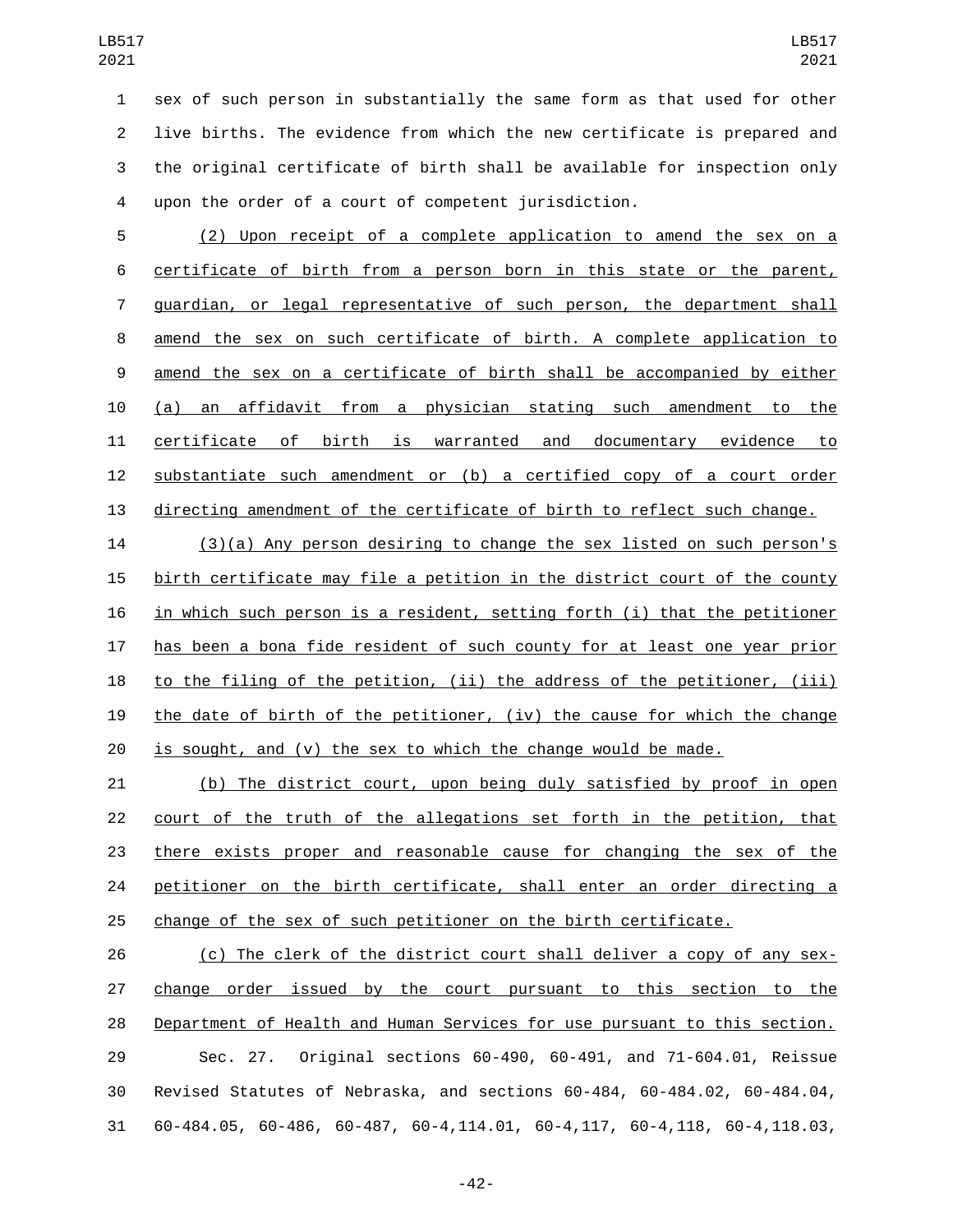sex of such person in substantially the same form as that used for other live births. The evidence from which the new certificate is prepared and the original certificate of birth shall be available for inspection only upon the order of a court of competent jurisdiction.

(2) Upon receipt of a complete application to amend the sex on a certificate of birth from a person born in this state or the parent, guardian, or legal representative of such person, the department shall amend the sex on such certificate of birth. A complete application to amend the sex on a certificate of birth shall be accompanied by either (a) an affidavit from a physician stating such amendment to the certificate of birth is warranted and documentary evidence to substantiate such amendment or (b) a certified copy of a court order directing amendment of the certificate of birth to reflect such change.

(3)(a) Any person desiring to change the sex listed on such person's birth certificate may file a petition in the district court of the county in which such person is a resident, setting forth (i) that the petitioner has been a bona fide resident of such county for at least one year prior to the filing of the petition, (ii) the address of the petitioner, (iii) the date of birth of the petitioner, (iv) the cause for which the change is sought, and (v) the sex to which the change would be made.

(b) The district court, upon being duly satisfied by proof in open court of the truth of the allegations set forth in the petition, that there exists proper and reasonable cause for changing the sex of the petitioner on the birth certificate, shall enter an order directing a change of the sex of such petitioner on the birth certificate.

(c) The clerk of the district court shall deliver a copy of any sex-change order issued by the court pursuant to this section to the Department of Health and Human Services for use pursuant to this section.

Sec. 27. Original sections 60-490, 60-491, and 71-604.01, Reissue Revised Statutes of Nebraska, and sections 60-484, 60-484.02, 60-484.04, 60-484.05, 60-486, 60-487, 60-4,114.01, 60-4,117, 60-4,118, 60-4,118.03,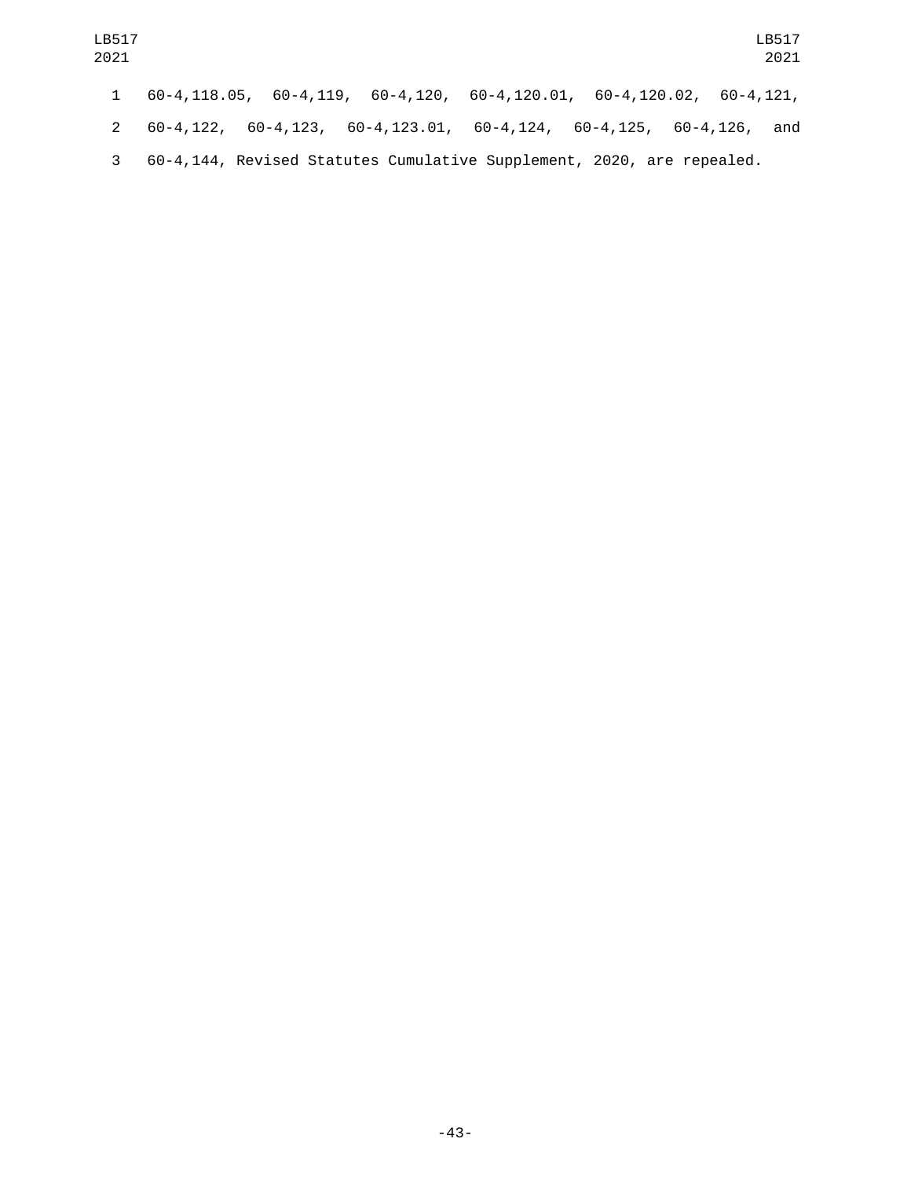60-4,118.05, 60-4,119, 60-4,120, 60-4,120.01, 60-4,120.02, 60-4,121, 60-4,122, 60-4,123, 60-4,123.01, 60-4,124, 60-4,125, 60-4,126, and 60-4,144, Revised Statutes Cumulative Supplement, 2020, are repealed.